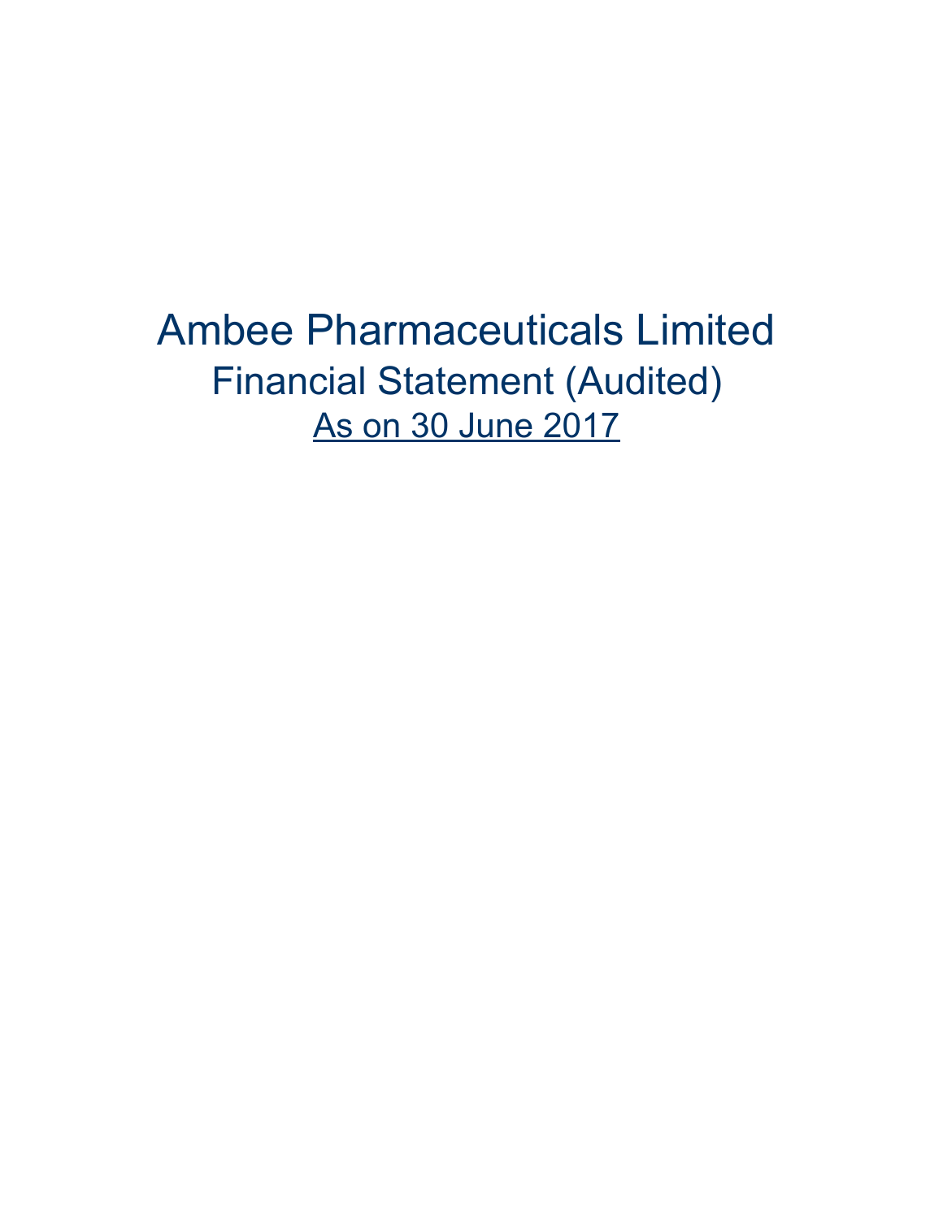# Ambee Pharmaceuticals Limited

## Financial Statement (Audited)

### <u>As on 30 June 2017</u>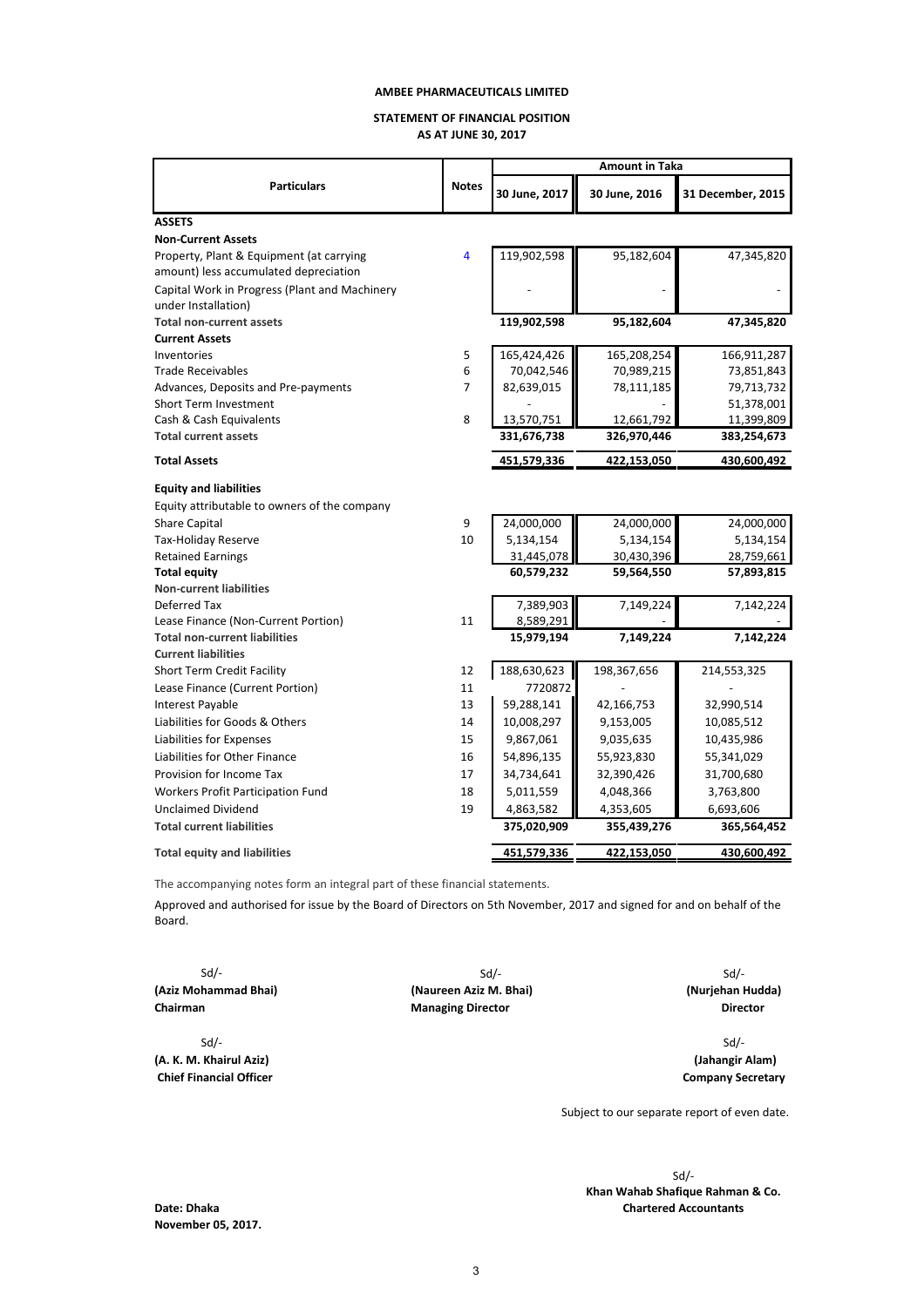# AMBEE PHARMACEUTICALS LIMITED

## STATEMENT OF FINANCIAL POSITION
### AS AT JUNE 30, 2017

| Particulars | Notes | Amount in Taka | | |
|---|---|---|---|---|
| | | 30 June, 2017 | 30 June, 2016 | 31 December, 2015 |
| **ASSETS** | | | | |
| **Non-Current Assets** | | | | |
| Property, Plant & Equipment (at carrying amount) less accumulated depreciation | 4 | 119,902,598 | 95,182,604 | 47,345,820 |
| Capital Work in Progress (Plant and Machinery under Installation) | | - | - | - |
| **Total non-current assets** | | **119,902,598** | **95,182,604** | **47,345,820** |
| **Current Assets** | | | | |
| Inventories | 5 | 165,424,426 | 165,208,254 | 166,911,287 |
| Trade Receivables | 6 | 70,042,546 | 70,989,215 | 73,851,843 |
| Advances, Deposits and Pre-payments | 7 | 82,639,015 | 78,111,185 | 79,713,732 |
| Short Term Investment | | - | - | 51,378,001 |
| Cash & Cash Equivalents | 8 | 13,570,751 | 12,661,792 | 11,399,809 |
| **Total current assets** | | **331,676,738** | **326,970,446** | **383,254,673** |
| **Total Assets** | | **451,579,336** | **422,153,050** | **430,600,492** |
| **Equity and liabilities** | | | | |
| Equity attributable to owners of the company | | | | |
| Share Capital | 9 | 24,000,000 | 24,000,000 | 24,000,000 |
| Tax-Holiday Reserve | 10 | 5,134,154 | 5,134,154 | 5,134,154 |
| Retained Earnings | | 31,445,078 | 30,430,396 | 28,759,661 |
| **Total equity** | | **60,579,232** | **59,564,550** | **57,893,815** |
| **Non-current liabilities** | | | | |
| Deferred Tax | | 7,389,903 | 7,149,224 | 7,142,224 |
| Lease Finance (Non-Current Portion) | 11 | 8,589,291 | - | - |
| **Total non-current liabilities** | | **15,979,194** | **7,149,224** | **7,142,224** |
| **Current liabilities** | | | | |
| Short Term Credit Facility | 12 | 188,630,623 | 198,367,656 | 214,553,325 |
| Lease Finance (Current Portion) | 11 | 7720872 | - | - |
| Interest Payable | 13 | 59,288,141 | 42,166,753 | 32,990,514 |
| Liabilities for Goods & Others | 14 | 10,008,297 | 9,153,005 | 10,085,512 |
| Liabilities for Expenses | 15 | 9,867,061 | 9,035,635 | 10,435,986 |
| Liabilities for Other Finance | 16 | 54,896,135 | 55,923,830 | 55,341,029 |
| Provision for Income Tax | 17 | 34,734,641 | 32,390,426 | 31,700,680 |
| Workers Profit Participation Fund | 18 | 5,011,559 | 4,048,366 | 3,763,800 |
| Unclaimed Dividend | 19 | 4,863,582 | 4,353,605 | 6,693,606 |
| **Total current liabilities** | | **375,020,909** | **355,439,276** | **365,564,452** |
| **Total equity and liabilities** | | **451,579,336** | **422,153,050** | **430,600,492** |

The accompanying notes form an integral part of these financial statements.

Approved and authorised for issue by the Board of Directors on 5th November, 2017 and signed for and on behalf of the Board.

Sd/-
**(Aziz Mohammad Bhai)**
**Chairman**

Sd/-
**(Naureen Aziz M. Bhai)**
**Managing Director**

Sd/-
**(Nurjehan Hudda)**
**Director**

Sd/-
**(A. K. M. Khairul Aziz)**
**Chief Financial Officer**

Sd/-
**(Jahangir Alam)**
**Company Secretary**

Subject to our separate report of even date.

Sd/-
**Khan Wahab Shafique Rahman & Co.**
**Chartered Accountants**

**Date: Dhaka**
**November 05, 2017.**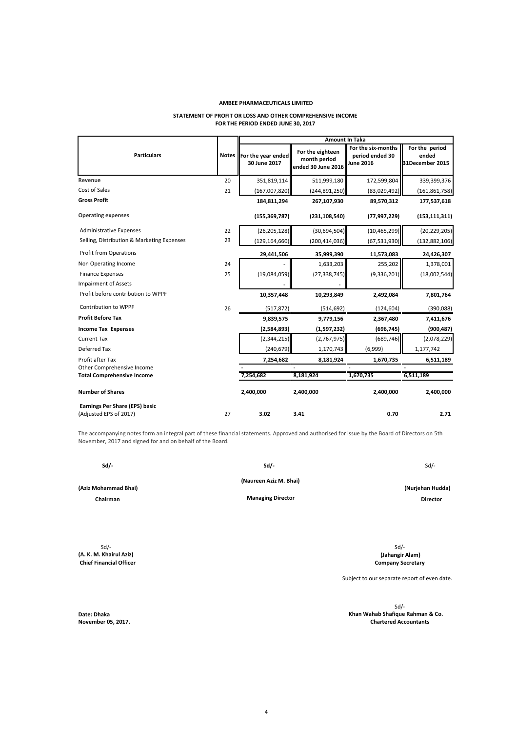**AMBEE PHARMACEUTICALS LIMITED**

**STATEMENT OF PROFIT OR LOSS AND OTHER COMPREHENSIVE INCOME**
**FOR THE PERIOD ENDED JUNE 30, 2017**

| Particulars | Notes | Amount In Taka | | | |
|---|---|---|---|---|---|
| | | For the year ended 30 June 2017 | For the eighteen month period ended 30 June 2016 | For the six-months period ended 30 June 2016 | For the period ended 31December 2015 |
| **Revenue** | 20 | 351,819,114 | 511,999,180 | 172,599,804 | 339,399,376 |
| Cost of Sales | 21 | (167,007,820) | (244,891,250) | (83,029,492) | (161,861,758) |
| **Gross Profit** | | **184,811,294** | **267,107,930** | **89,570,312** | **177,537,618** |
| **Operating expenses** | | **(155,369,787)** | **(231,108,540)** | **(77,997,229)** | **(153,111,311)** |
| Administrative Expenses | 22 | (26,205,128) | (30,694,504) | (10,465,299) | (20,229,205) |
| Selling, Distribution & Marketing Expenses | 23 | (129,164,660) | (200,414,036) | (67,531,930) | (132,882,106) |
| Profit from Operations | | **29,441,506** | **35,999,390** | **11,573,083** | **24,426,307** |
| Non Operating Income | 24 | - | 1,633,203 | 255,202 | 1,378,001 |
| Finance Expenses | 25 | (19,084,059) | (27,338,745) | (9,336,201) | (18,002,544) |
| Impairment of Assets | | - | - | | |
| Profit before contribution to WPPF | | **10,357,448** | **10,293,849** | **2,492,084** | **7,801,764** |
| Contribution to WPPF | 26 | (517,872) | (514,692) | (124,604) | (390,088) |
| **Profit Before Tax** | | **9,839,575** | **9,779,156** | **2,367,480** | **7,411,676** |
| **Income Tax Expenses** | | **(2,584,893)** | **(1,597,232)** | **(696,745)** | **(900,487)** |
| Current Tax | | (2,344,215) | (2,767,975) | (689,746) | (2,078,229) |
| Deferred Tax | | (240,679) | 1,170,743 | (6,999) | 1,177,742 |
| Profit after Tax | | **7,254,682** | **8,181,924** | **1,670,735** | **6,511,189** |
| Other Comprehensive Income | | - | - | - | - |
| **Total Comprehensive Income** | | **7,254,682** | **8,181,924** | **1,670,735** | **6,511,189** |
| **Number of Shares** | | **2,400,000** | **2,400,000** | **2,400,000** | **2,400,000** |
| **Earnings Per Share (EPS) basic** (Adjusted EPS of 2017) | 27 | **3.02** | **3.41** | **0.70** | **2.71** |

The accompanying notes form an integral part of these financial statements. Approved and authorised for issue by the Board of Directors on 5th November, 2017 and signed for and on behalf of the Board.

| Sd/- | Sd/- | Sd/- |
|---|---|---|
| **(Aziz Mohammad Bhai)** | **(Naureen Aziz M. Bhai)** | **(Nurjehan Hudda)** |
| **Chairman** | **Managing Director** | **Director** |

| Sd/- | Sd/- |
|---|---|
| **(A. K. M. Khairul Aziz)** | **(Jahangir Alam)** |
| **Chief Financial Officer** | **Company Secretary** |

Subject to our separate report of even date.

Sd/-
**Khan Wahab Shafique Rahman & Co.**
**Chartered Accountants**

**Date: Dhaka**
**November 05, 2017.**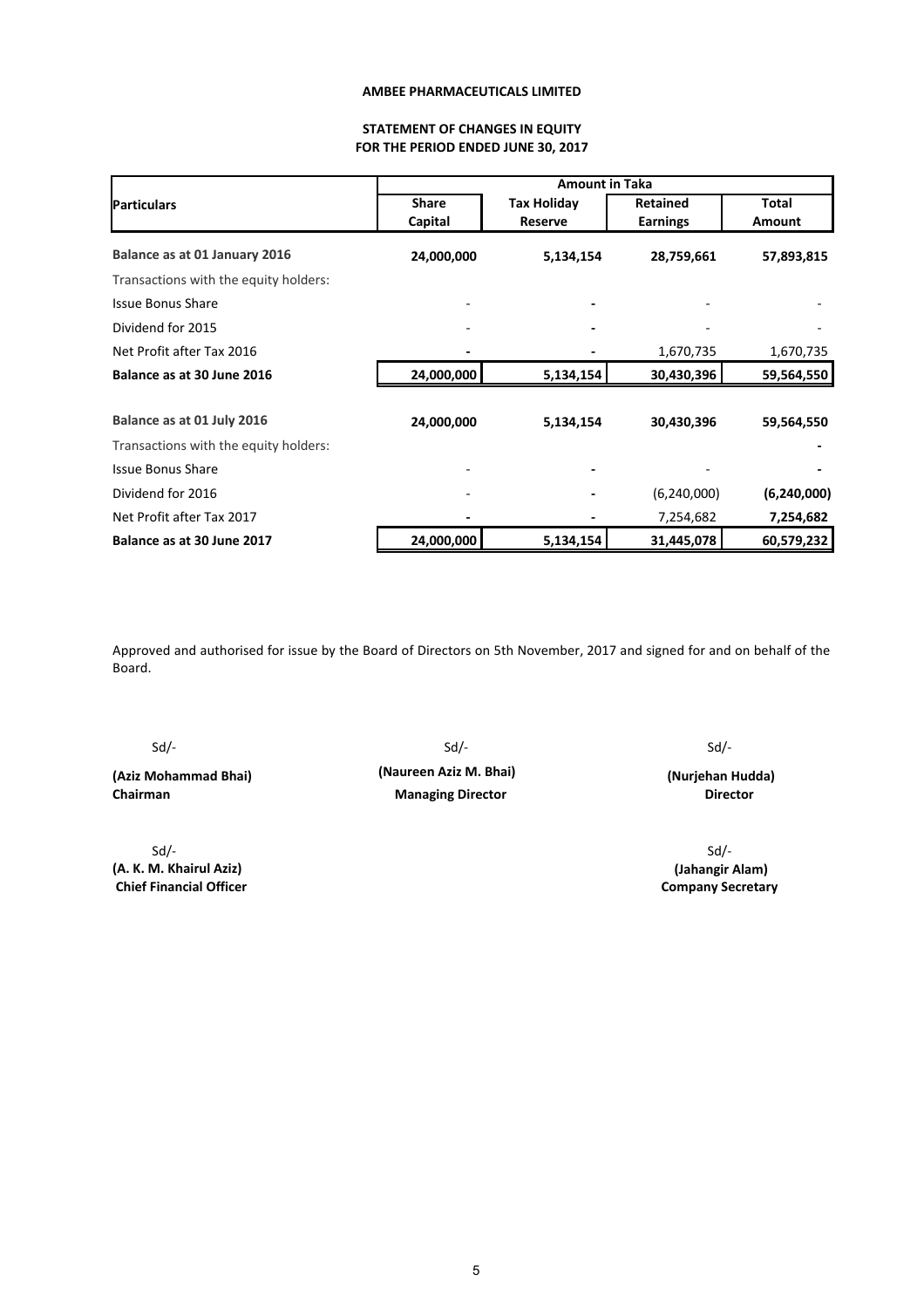**AMBEE PHARMACEUTICALS LIMITED**

**STATEMENT OF CHANGES IN EQUITY**
**FOR THE PERIOD ENDED JUNE 30, 2017**

| Particulars | Amount in Taka | | | |
|---|---|---|---|---|
| | **Share Capital** | **Tax Holiday Reserve** | **Retained Earnings** | **Total Amount** |
| **Balance as at 01 January 2016** | **24,000,000** | **5,134,154** | **28,759,661** | **57,893,815** |
| Transactions with the equity holders: | | | | |
| Issue Bonus Share | - | - | - | - |
| Dividend for 2015 | - | - | - | - |
| Net Profit after Tax 2016 | - | - | 1,670,735 | 1,670,735 |
| **Balance as at 30 June 2016** | **24,000,000** | **5,134,154** | **30,430,396** | **59,564,550** |
| **Balance as at 01 July 2016** | **24,000,000** | **5,134,154** | **30,430,396** | **59,564,550** |
| Transactions with the equity holders: | | | | - |
| Issue Bonus Share | - | - | - | - |
| Dividend for 2016 | - | - | (6,240,000) | **(6,240,000)** |
| Net Profit after Tax 2017 | - | - | 7,254,682 | **7,254,682** |
| **Balance as at 30 June 2017** | **24,000,000** | **5,134,154** | **31,445,078** | **60,579,232** |

Approved and authorised for issue by the Board of Directors on 5th November, 2017 and signed for and on behalf of the Board.

Sd/-
**(Aziz Mohammad Bhai)**
**Chairman**

Sd/-
**(Naureen Aziz M. Bhai)**
**Managing Director**

Sd/-
**(Nurjehan Hudda)**
**Director**

Sd/-
**(A. K. M. Khairul Aziz)**
**Chief Financial Officer**

Sd/-
**(Jahangir Alam)**
**Company Secretary**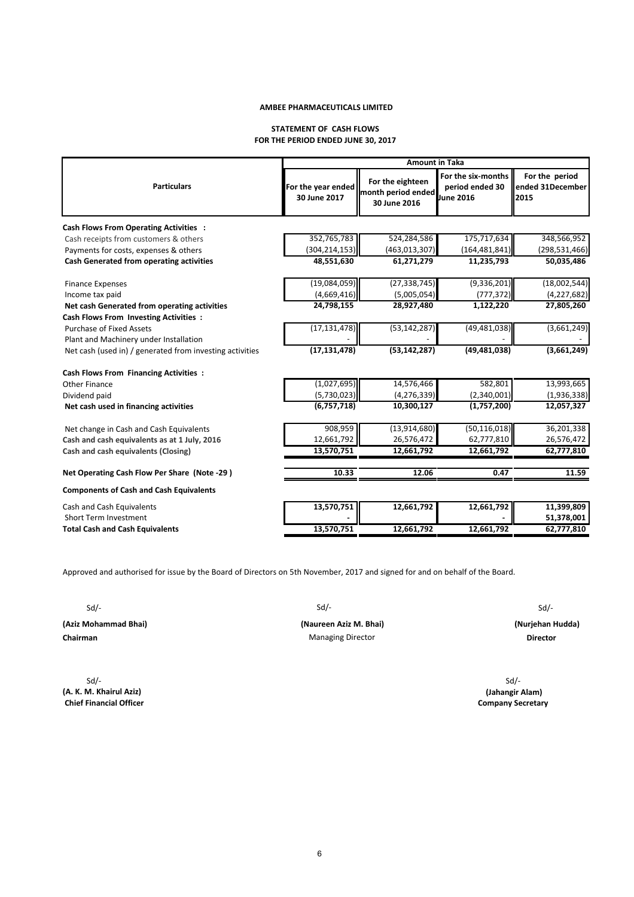**AMBEE PHARMACEUTICALS LIMITED**

**STATEMENT OF CASH FLOWS**
**FOR THE PERIOD ENDED JUNE 30, 2017**

| Particulars | Amount in Taka | | | |
|---|---|---|---|---|
| | For the year ended 30 June 2017 | For the eighteen month period ended 30 June 2016 | For the six-months period ended 30 June 2016 | For the period ended 31December 2015 |
| **Cash Flows From Operating Activities :** | | | | |
| Cash receipts from customers & others | 352,765,783 | 524,284,586 | 175,717,634 | 348,566,952 |
| Payments for costs, expenses & others | (304,214,153) | (463,013,307) | (164,481,841) | (298,531,466) |
| **Cash Generated from operating activities** | **48,551,630** | **61,271,279** | **11,235,793** | **50,035,486** |
| Finance Expenses | (19,084,059) | (27,338,745) | (9,336,201) | (18,002,544) |
| Income tax paid | (4,669,416) | (5,005,054) | (777,372) | (4,227,682) |
| **Net cash Generated from operating activities** | **24,798,155** | **28,927,480** | **1,122,220** | **27,805,260** |
| **Cash Flows From Investing Activities :** | | | | |
| Purchase of Fixed Assets | (17,131,478) | (53,142,287) | (49,481,038) | (3,661,249) |
| Plant and Machinery under Installation | - | - | - | - |
| Net cash (used in) / generated from investing activities | **(17,131,478)** | **(53,142,287)** | **(49,481,038)** | **(3,661,249)** |
| **Cash Flows From Financing Activities :** | | | | |
| Other Finance | (1,027,695) | 14,576,466 | 582,801 | 13,993,665 |
| Dividend paid | (5,730,023) | (4,276,339) | (2,340,001) | (1,936,338) |
| **Net cash used in financing activities** | **(6,757,718)** | **10,300,127** | **(1,757,200)** | **12,057,327** |
| Net change in Cash and Cash Equivalents | 908,959 | (13,914,680) | (50,116,018) | 36,201,338 |
| **Cash and cash equivalents as at 1 July, 2016** | 12,661,792 | 26,576,472 | 62,777,810 | 26,576,472 |
| **Cash and cash equivalents (Closing)** | **13,570,751** | **12,661,792** | **12,661,792** | **62,777,810** |
| **Net Operating Cash Flow Per Share (Note -29 )** | **10.33** | **12.06** | **0.47** | **11.59** |
| **Components of Cash and Cash Equivalents** | | | | |
| Cash and Cash Equivalents | **13,570,751** | **12,661,792** | **12,661,792** | **11,399,809** |
| Short Term Investment | **-** | | **-** | **51,378,001** |
| **Total Cash and Cash Equivalents** | **13,570,751** | **12,661,792** | **12,661,792** | **62,777,810** |

Approved and authorised for issue by the Board of Directors on 5th November, 2017 and signed for and on behalf of the Board.

| Sd/- | Sd/- | Sd/- |
|---|---|---|
| **(Aziz Mohammad Bhai)** | **(Naureen Aziz M. Bhai)** | **(Nurjehan Hudda)** |
| **Chairman** | Managing Director | **Director** |

| Sd/- | Sd/- |
|---|---|
| **(A. K. M. Khairul Aziz)** | **(Jahangir Alam)** |
| **Chief Financial Officer** | **Company Secretary** |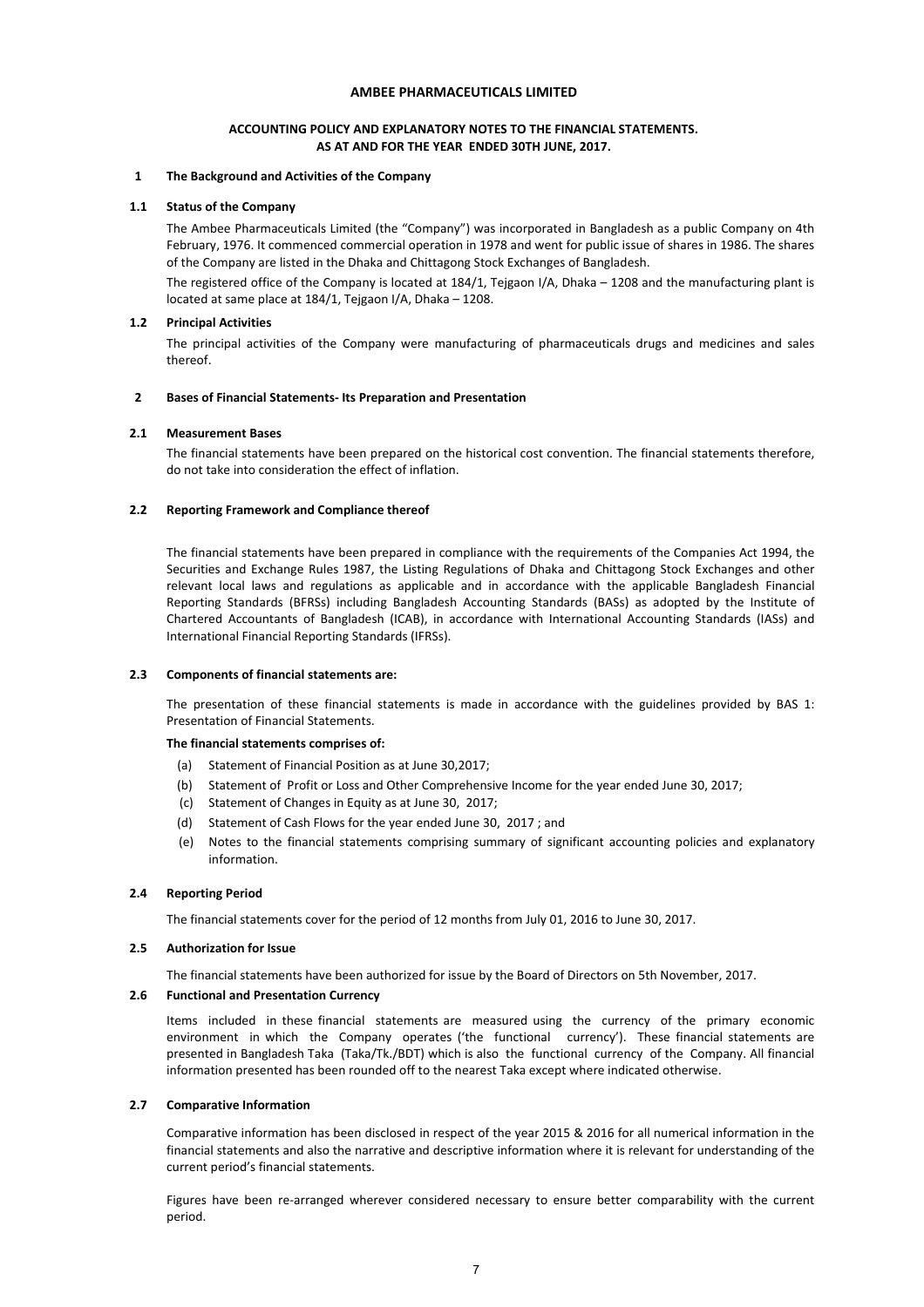# AMBEE PHARMACEUTICALS LIMITED

## ACCOUNTING POLICY AND EXPLANATORY NOTES TO THE FINANCIAL STATEMENTS. AS AT AND FOR THE YEAR ENDED 30TH JUNE, 2017.

### 1 The Background and Activities of the Company

#### 1.1 Status of the Company

The Ambee Pharmaceuticals Limited (the "Company") was incorporated in Bangladesh as a public Company on 4th February, 1976. It commenced commercial operation in 1978 and went for public issue of shares in 1986. The shares of the Company are listed in the Dhaka and Chittagong Stock Exchanges of Bangladesh.

The registered office of the Company is located at 184/1, Tejgaon I/A, Dhaka – 1208 and the manufacturing plant is located at same place at 184/1, Tejgaon I/A, Dhaka – 1208.

#### 1.2 Principal Activities

The principal activities of the Company were manufacturing of pharmaceuticals drugs and medicines and sales thereof.

### 2 Bases of Financial Statements- Its Preparation and Presentation

#### 2.1 Measurement Bases

The financial statements have been prepared on the historical cost convention. The financial statements therefore, do not take into consideration the effect of inflation.

#### 2.2 Reporting Framework and Compliance thereof

The financial statements have been prepared in compliance with the requirements of the Companies Act 1994, the Securities and Exchange Rules 1987, the Listing Regulations of Dhaka and Chittagong Stock Exchanges and other relevant local laws and regulations as applicable and in accordance with the applicable Bangladesh Financial Reporting Standards (BFRSs) including Bangladesh Accounting Standards (BASs) as adopted by the Institute of Chartered Accountants of Bangladesh (ICAB), in accordance with International Accounting Standards (IASs) and International Financial Reporting Standards (IFRSs).

#### 2.3 Components of financial statements are:

The presentation of these financial statements is made in accordance with the guidelines provided by BAS 1: Presentation of Financial Statements.

**The financial statements comprises of:**

(a) Statement of Financial Position as at June 30,2017;

(b) Statement of Profit or Loss and Other Comprehensive Income for the year ended June 30, 2017;

(c) Statement of Changes in Equity as at June 30, 2017;

(d) Statement of Cash Flows for the year ended June 30, 2017 ; and

(e) Notes to the financial statements comprising summary of significant accounting policies and explanatory information.

#### 2.4 Reporting Period

The financial statements cover for the period of 12 months from July 01, 2016 to June 30, 2017.

#### 2.5 Authorization for Issue

The financial statements have been authorized for issue by the Board of Directors on 5th November, 2017.

#### 2.6 Functional and Presentation Currency

Items included in these financial statements are measured using the currency of the primary economic environment in which the Company operates ('the functional currency'). These financial statements are presented in Bangladesh Taka (Taka/Tk./BDT) which is also the functional currency of the Company. All financial information presented has been rounded off to the nearest Taka except where indicated otherwise.

#### 2.7 Comparative Information

Comparative information has been disclosed in respect of the year 2015 & 2016 for all numerical information in the financial statements and also the narrative and descriptive information where it is relevant for understanding of the current period's financial statements.

Figures have been re-arranged wherever considered necessary to ensure better comparability with the current period.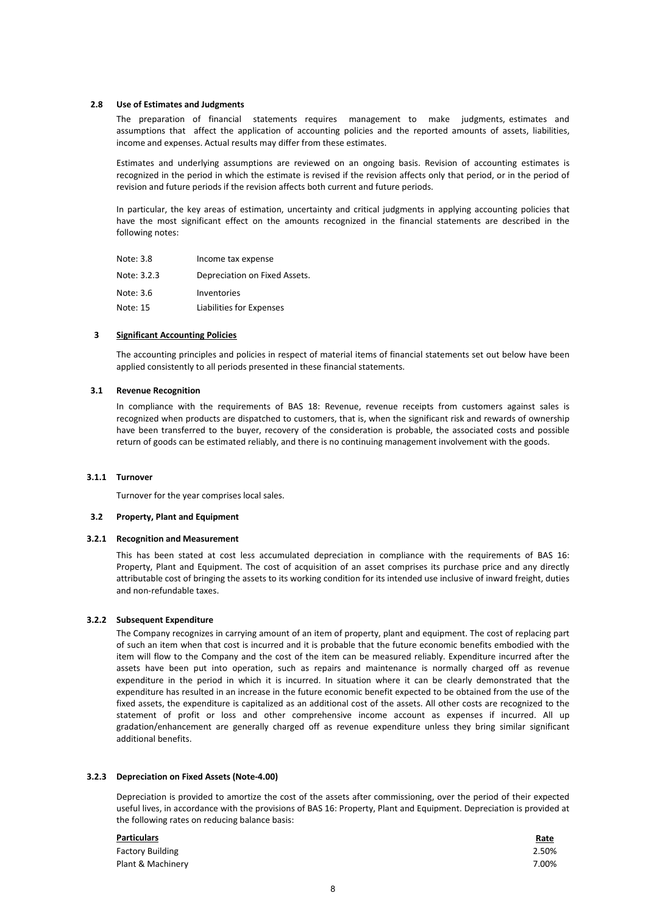### 2.8 Use of Estimates and Judgments

The preparation of financial statements requires management to make judgments, estimates and assumptions that affect the application of accounting policies and the reported amounts of assets, liabilities, income and expenses. Actual results may differ from these estimates.

Estimates and underlying assumptions are reviewed on an ongoing basis. Revision of accounting estimates is recognized in the period in which the estimate is revised if the revision affects only that period, or in the period of revision and future periods if the revision affects both current and future periods.

In particular, the key areas of estimation, uncertainty and critical judgments in applying accounting policies that have the most significant effect on the amounts recognized in the financial statements are described in the following notes:

| | |
|---|---|
| Note: 3.8 | Income tax expense |
| Note: 3.2.3 | Depreciation on Fixed Assets. |
| Note: 3.6 | Inventories |
| Note: 15 | Liabilities for Expenses |

## 3 Significant Accounting Policies

The accounting principles and policies in respect of material items of financial statements set out below have been applied consistently to all periods presented in these financial statements.

### 3.1 Revenue Recognition

In compliance with the requirements of BAS 18: Revenue, revenue receipts from customers against sales is recognized when products are dispatched to customers, that is, when the significant risk and rewards of ownership have been transferred to the buyer, recovery of the consideration is probable, the associated costs and possible return of goods can be estimated reliably, and there is no continuing management involvement with the goods.

### 3.1.1 Turnover

Turnover for the year comprises local sales.

### 3.2 Property, Plant and Equipment

### 3.2.1 Recognition and Measurement

This has been stated at cost less accumulated depreciation in compliance with the requirements of BAS 16: Property, Plant and Equipment. The cost of acquisition of an asset comprises its purchase price and any directly attributable cost of bringing the assets to its working condition for its intended use inclusive of inward freight, duties and non-refundable taxes.

### 3.2.2 Subsequent Expenditure

The Company recognizes in carrying amount of an item of property, plant and equipment. The cost of replacing part of such an item when that cost is incurred and it is probable that the future economic benefits embodied with the item will flow to the Company and the cost of the item can be measured reliably. Expenditure incurred after the assets have been put into operation, such as repairs and maintenance is normally charged off as revenue expenditure in the period in which it is incurred. In situation where it can be clearly demonstrated that the expenditure has resulted in an increase in the future economic benefit expected to be obtained from the use of the fixed assets, the expenditure is capitalized as an additional cost of the assets. All other costs are recognized to the statement of profit or loss and other comprehensive income account as expenses if incurred. All up gradation/enhancement are generally charged off as revenue expenditure unless they bring similar significant additional benefits.

### 3.2.3 Depreciation on Fixed Assets (Note-4.00)

Depreciation is provided to amortize the cost of the assets after commissioning, over the period of their expected useful lives, in accordance with the provisions of BAS 16: Property, Plant and Equipment. Depreciation is provided at the following rates on reducing balance basis:

| Particulars | Rate |
|---|---|
| Factory Building | 2.50% |
| Plant & Machinery | 7.00% |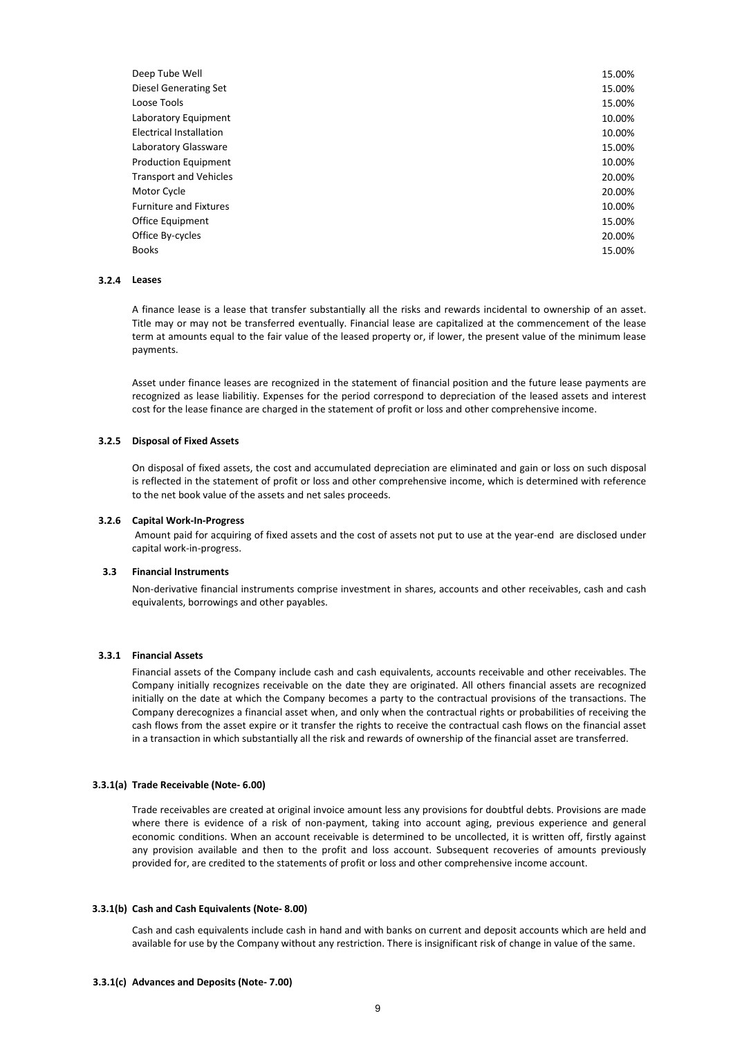| | |
|---|---|
| Deep Tube Well | 15.00% |
| Diesel Generating Set | 15.00% |
| Loose Tools | 15.00% |
| Laboratory Equipment | 10.00% |
| Electrical Installation | 10.00% |
| Laboratory Glassware | 15.00% |
| Production Equipment | 10.00% |
| Transport and Vehicles | 20.00% |
| Motor Cycle | 20.00% |
| Furniture and Fixtures | 10.00% |
| Office Equipment | 15.00% |
| Office By-cycles | 20.00% |
| Books | 15.00% |

### 3.2.4 Leases

A finance lease is a lease that transfer substantially all the risks and rewards incidental to ownership of an asset. Title may or may not be transferred eventually. Financial lease are capitalized at the commencement of the lease term at amounts equal to the fair value of the leased property or, if lower, the present value of the minimum lease payments.

Asset under finance leases are recognized in the statement of financial position and the future lease payments are recognized as lease liabilitiy. Expenses for the period correspond to depreciation of the leased assets and interest cost for the lease finance are charged in the statement of profit or loss and other comprehensive income.

### 3.2.5 Disposal of Fixed Assets

On disposal of fixed assets, the cost and accumulated depreciation are eliminated and gain or loss on such disposal is reflected in the statement of profit or loss and other comprehensive income, which is determined with reference to the net book value of the assets and net sales proceeds.

### 3.2.6 Capital Work-In-Progress

Amount paid for acquiring of fixed assets and the cost of assets not put to use at the year-end are disclosed under capital work-in-progress.

### 3.3 Financial Instruments

Non-derivative financial instruments comprise investment in shares, accounts and other receivables, cash and cash equivalents, borrowings and other payables.

### 3.3.1 Financial Assets

Financial assets of the Company include cash and cash equivalents, accounts receivable and other receivables. The Company initially recognizes receivable on the date they are originated. All others financial assets are recognized initially on the date at which the Company becomes a party to the contractual provisions of the transactions. The Company derecognizes a financial asset when, and only when the contractual rights or probabilities of receiving the cash flows from the asset expire or it transfer the rights to receive the contractual cash flows on the financial asset in a transaction in which substantially all the risk and rewards of ownership of the financial asset are transferred.

### 3.3.1(a) Trade Receivable (Note- 6.00)

Trade receivables are created at original invoice amount less any provisions for doubtful debts. Provisions are made where there is evidence of a risk of non-payment, taking into account aging, previous experience and general economic conditions. When an account receivable is determined to be uncollected, it is written off, firstly against any provision available and then to the profit and loss account. Subsequent recoveries of amounts previously provided for, are credited to the statements of profit or loss and other comprehensive income account.

### 3.3.1(b) Cash and Cash Equivalents (Note- 8.00)

Cash and cash equivalents include cash in hand and with banks on current and deposit accounts which are held and available for use by the Company without any restriction. There is insignificant risk of change in value of the same.

### 3.3.1(c) Advances and Deposits (Note- 7.00)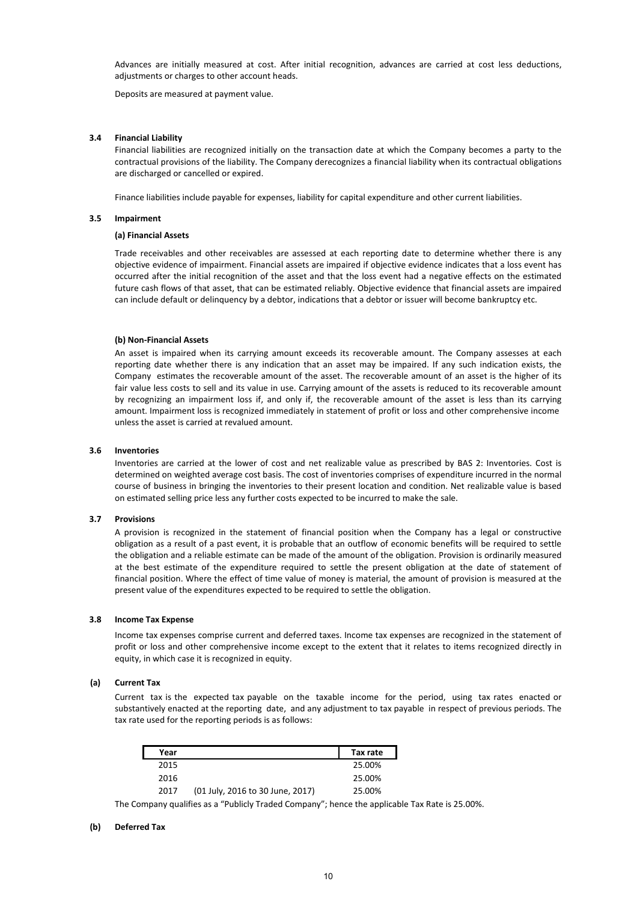Advances are initially measured at cost. After initial recognition, advances are carried at cost less deductions, adjustments or charges to other account heads.

Deposits are measured at payment value.

### 3.4 Financial Liability

Financial liabilities are recognized initially on the transaction date at which the Company becomes a party to the contractual provisions of the liability. The Company derecognizes a financial liability when its contractual obligations are discharged or cancelled or expired.

Finance liabilities include payable for expenses, liability for capital expenditure and other current liabilities.

### 3.5 Impairment

#### (a) Financial Assets

Trade receivables and other receivables are assessed at each reporting date to determine whether there is any objective evidence of impairment. Financial assets are impaired if objective evidence indicates that a loss event has occurred after the initial recognition of the asset and that the loss event had a negative effects on the estimated future cash flows of that asset, that can be estimated reliably. Objective evidence that financial assets are impaired can include default or delinquency by a debtor, indications that a debtor or issuer will become bankruptcy etc.

#### (b) Non-Financial Assets

An asset is impaired when its carrying amount exceeds its recoverable amount. The Company assesses at each reporting date whether there is any indication that an asset may be impaired. If any such indication exists, the Company estimates the recoverable amount of the asset. The recoverable amount of an asset is the higher of its fair value less costs to sell and its value in use. Carrying amount of the assets is reduced to its recoverable amount by recognizing an impairment loss if, and only if, the recoverable amount of the asset is less than its carrying amount. Impairment loss is recognized immediately in statement of profit or loss and other comprehensive income unless the asset is carried at revalued amount.

### 3.6 Inventories

Inventories are carried at the lower of cost and net realizable value as prescribed by BAS 2: Inventories. Cost is determined on weighted average cost basis. The cost of inventories comprises of expenditure incurred in the normal course of business in bringing the inventories to their present location and condition. Net realizable value is based on estimated selling price less any further costs expected to be incurred to make the sale.

### 3.7 Provisions

A provision is recognized in the statement of financial position when the Company has a legal or constructive obligation as a result of a past event, it is probable that an outflow of economic benefits will be required to settle the obligation and a reliable estimate can be made of the amount of the obligation. Provision is ordinarily measured at the best estimate of the expenditure required to settle the present obligation at the date of statement of financial position. Where the effect of time value of money is material, the amount of provision is measured at the present value of the expenditures expected to be required to settle the obligation.

### 3.8 Income Tax Expense

Income tax expenses comprise current and deferred taxes. Income tax expenses are recognized in the statement of profit or loss and other comprehensive income except to the extent that it relates to items recognized directly in equity, in which case it is recognized in equity.

#### (a) Current Tax

Current tax is the expected tax payable on the taxable income for the period, using tax rates enacted or substantively enacted at the reporting date, and any adjustment to tax payable in respect of previous periods. The tax rate used for the reporting periods is as follows:

| Year | | Tax rate |
|---|---|---|
| 2015 | | 25.00% |
| 2016 | | 25.00% |
| 2017 | (01 July, 2016 to 30 June, 2017) | 25.00% |

The Company qualifies as a "Publicly Traded Company"; hence the applicable Tax Rate is 25.00%.

#### (b) Deferred Tax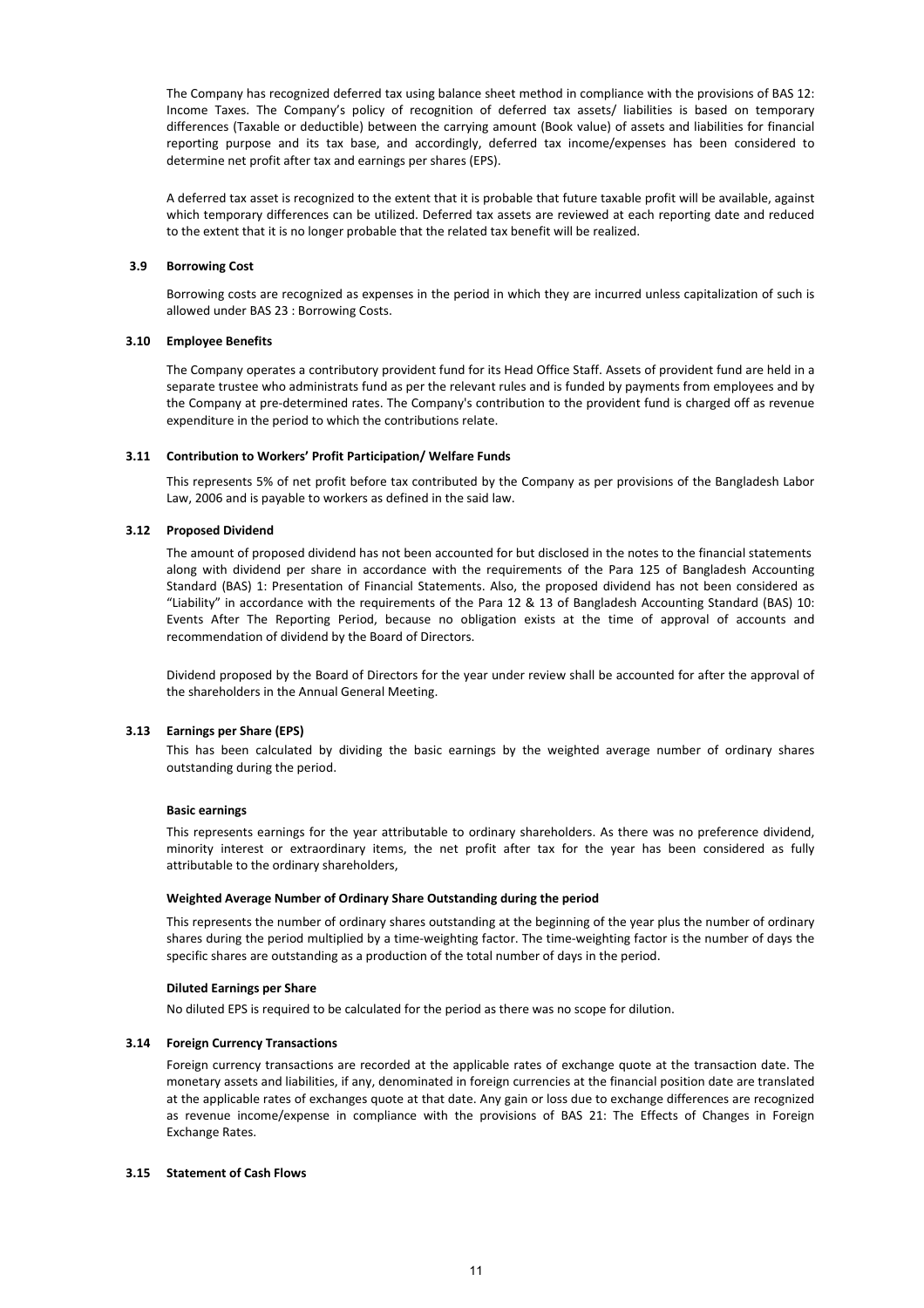The Company has recognized deferred tax using balance sheet method in compliance with the provisions of BAS 12: Income Taxes. The Company's policy of recognition of deferred tax assets/ liabilities is based on temporary differences (Taxable or deductible) between the carrying amount (Book value) of assets and liabilities for financial reporting purpose and its tax base, and accordingly, deferred tax income/expenses has been considered to determine net profit after tax and earnings per shares (EPS).

A deferred tax asset is recognized to the extent that it is probable that future taxable profit will be available, against which temporary differences can be utilized. Deferred tax assets are reviewed at each reporting date and reduced to the extent that it is no longer probable that the related tax benefit will be realized.

### 3.9 Borrowing Cost

Borrowing costs are recognized as expenses in the period in which they are incurred unless capitalization of such is allowed under BAS 23 : Borrowing Costs.

### 3.10 Employee Benefits

The Company operates a contributory provident fund for its Head Office Staff. Assets of provident fund are held in a separate trustee who administrats fund as per the relevant rules and is funded by payments from employees and by the Company at pre-determined rates. The Company's contribution to the provident fund is charged off as revenue expenditure in the period to which the contributions relate.

### 3.11 Contribution to Workers' Profit Participation/ Welfare Funds

This represents 5% of net profit before tax contributed by the Company as per provisions of the Bangladesh Labor Law, 2006 and is payable to workers as defined in the said law.

### 3.12 Proposed Dividend

The amount of proposed dividend has not been accounted for but disclosed in the notes to the financial statements along with dividend per share in accordance with the requirements of the Para 125 of Bangladesh Accounting Standard (BAS) 1: Presentation of Financial Statements. Also, the proposed dividend has not been considered as "Liability" in accordance with the requirements of the Para 12 & 13 of Bangladesh Accounting Standard (BAS) 10: Events After The Reporting Period, because no obligation exists at the time of approval of accounts and recommendation of dividend by the Board of Directors.

Dividend proposed by the Board of Directors for the year under review shall be accounted for after the approval of the shareholders in the Annual General Meeting.

### 3.13 Earnings per Share (EPS)

This has been calculated by dividing the basic earnings by the weighted average number of ordinary shares outstanding during the period.

**Basic earnings**

This represents earnings for the year attributable to ordinary shareholders. As there was no preference dividend, minority interest or extraordinary items, the net profit after tax for the year has been considered as fully attributable to the ordinary shareholders,

**Weighted Average Number of Ordinary Share Outstanding during the period**

This represents the number of ordinary shares outstanding at the beginning of the year plus the number of ordinary shares during the period multiplied by a time-weighting factor. The time-weighting factor is the number of days the specific shares are outstanding as a production of the total number of days in the period.

**Diluted Earnings per Share**

No diluted EPS is required to be calculated for the period as there was no scope for dilution.

### 3.14 Foreign Currency Transactions

Foreign currency transactions are recorded at the applicable rates of exchange quote at the transaction date. The monetary assets and liabilities, if any, denominated in foreign currencies at the financial position date are translated at the applicable rates of exchanges quote at that date. Any gain or loss due to exchange differences are recognized as revenue income/expense in compliance with the provisions of BAS 21: The Effects of Changes in Foreign Exchange Rates.

### 3.15 Statement of Cash Flows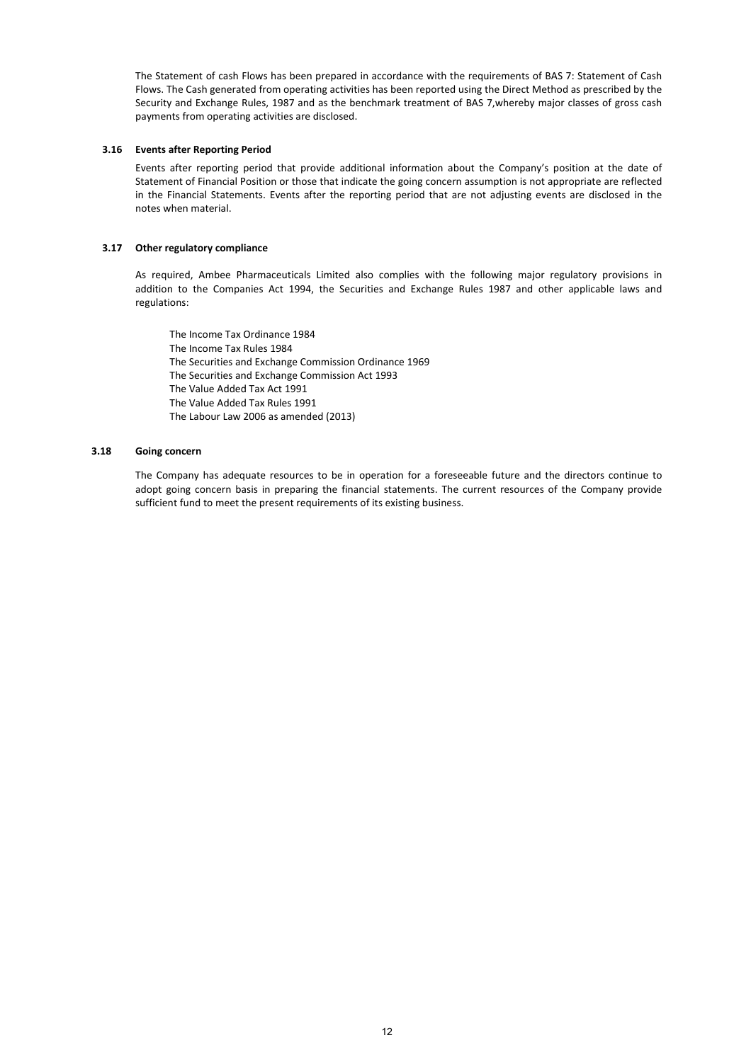The Statement of cash Flows has been prepared in accordance with the requirements of BAS 7: Statement of Cash Flows. The Cash generated from operating activities has been reported using the Direct Method as prescribed by the Security and Exchange Rules, 1987 and as the benchmark treatment of BAS 7,whereby major classes of gross cash payments from operating activities are disclosed.

### 3.16 Events after Reporting Period

Events after reporting period that provide additional information about the Company's position at the date of Statement of Financial Position or those that indicate the going concern assumption is not appropriate are reflected in the Financial Statements. Events after the reporting period that are not adjusting events are disclosed in the notes when material.

### 3.17 Other regulatory compliance

As required, Ambee Pharmaceuticals Limited also complies with the following major regulatory provisions in addition to the Companies Act 1994, the Securities and Exchange Rules 1987 and other applicable laws and regulations:

The Income Tax Ordinance 1984
The Income Tax Rules 1984
The Securities and Exchange Commission Ordinance 1969
The Securities and Exchange Commission Act 1993
The Value Added Tax Act 1991
The Value Added Tax Rules 1991
The Labour Law 2006 as amended (2013)

### 3.18 Going concern

The Company has adequate resources to be in operation for a foreseeable future and the directors continue to adopt going concern basis in preparing the financial statements. The current resources of the Company provide sufficient fund to meet the present requirements of its existing business.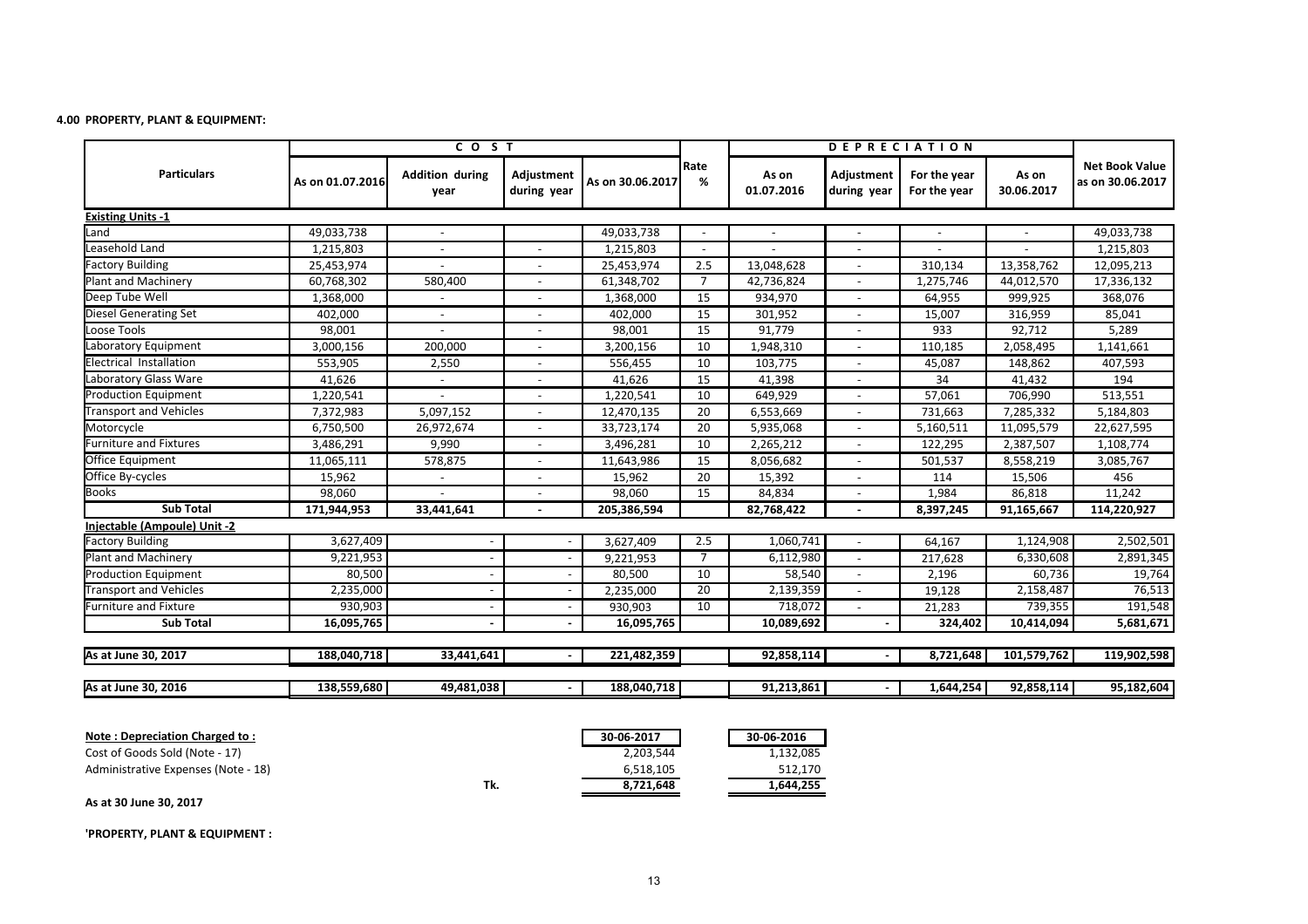**4.00 PROPERTY, PLANT & EQUIPMENT:**

| Particulars | C O S T | | | | Rate % | D E P R E C I A T I O N | | | | Net Book Value as on 30.06.2017 |
|---|---|---|---|---|---|---|---|---|---|---|
| | As on 01.07.2016 | Addition during year | Adjustment during year | As on 30.06.2017 | | As on 01.07.2016 | Adjustment during year | For the year For the year | As on 30.06.2017 | |
| **Existing Units -1** | | | | | | | | | | |
| Land | 49,033,738 | - | | 49,033,738 | - | - | - | - | - | 49,033,738 |
| Leasehold Land | 1,215,803 | - | - | 1,215,803 | - | - | - | - | - | 1,215,803 |
| Factory Building | 25,453,974 | - | - | 25,453,974 | 2.5 | 13,048,628 | - | 310,134 | 13,358,762 | 12,095,213 |
| Plant and Machinery | 60,768,302 | 580,400 | - | 61,348,702 | 7 | 42,736,824 | - | 1,275,746 | 44,012,570 | 17,336,132 |
| Deep Tube Well | 1,368,000 | - | - | 1,368,000 | 15 | 934,970 | - | 64,955 | 999,925 | 368,076 |
| Diesel Generating Set | 402,000 | - | - | 402,000 | 15 | 301,952 | - | 15,007 | 316,959 | 85,041 |
| Loose Tools | 98,001 | - | - | 98,001 | 15 | 91,779 | - | 933 | 92,712 | 5,289 |
| Laboratory Equipment | 3,000,156 | 200,000 | - | 3,200,156 | 10 | 1,948,310 | - | 110,185 | 2,058,495 | 1,141,661 |
| Electrical Installation | 553,905 | 2,550 | - | 556,455 | 10 | 103,775 | - | 45,087 | 148,862 | 407,593 |
| Laboratory Glass Ware | 41,626 | - | - | 41,626 | 15 | 41,398 | - | 34 | 41,432 | 194 |
| Production Equipment | 1,220,541 | - | - | 1,220,541 | 10 | 649,929 | - | 57,061 | 706,990 | 513,551 |
| Transport and Vehicles | 7,372,983 | 5,097,152 | - | 12,470,135 | 20 | 6,553,669 | - | 731,663 | 7,285,332 | 5,184,803 |
| Motorcycle | 6,750,500 | 26,972,674 | - | 33,723,174 | 20 | 5,935,068 | - | 5,160,511 | 11,095,579 | 22,627,595 |
| Furniture and Fixtures | 3,486,291 | 9,990 | - | 3,496,281 | 10 | 2,265,212 | - | 122,295 | 2,387,507 | 1,108,774 |
| Office Equipment | 11,065,111 | 578,875 | - | 11,643,986 | 15 | 8,056,682 | - | 501,537 | 8,558,219 | 3,085,767 |
| Office By-cycles | 15,962 | - | - | 15,962 | 20 | 15,392 | - | 114 | 15,506 | 456 |
| Books | 98,060 | - | - | 98,060 | 15 | 84,834 | - | 1,984 | 86,818 | 11,242 |
| **Sub Total** | **171,944,953** | **33,441,641** | **-** | **205,386,594** | | **82,768,422** | **-** | **8,397,245** | **91,165,667** | **114,220,927** |
| **Injectable (Ampoule) Unit -2** | | | | | | | | | | |
| Factory Building | 3,627,409 | - | - | 3,627,409 | 2.5 | 1,060,741 | - | 64,167 | 1,124,908 | 2,502,501 |
| Plant and Machinery | 9,221,953 | - | - | 9,221,953 | 7 | 6,112,980 | - | 217,628 | 6,330,608 | 2,891,345 |
| Production Equipment | 80,500 | - | - | 80,500 | 10 | 58,540 | - | 2,196 | 60,736 | 19,764 |
| Transport and Vehicles | 2,235,000 | - | - | 2,235,000 | 20 | 2,139,359 | - | 19,128 | 2,158,487 | 76,513 |
| Furniture and Fixture | 930,903 | - | - | 930,903 | 10 | 718,072 | - | 21,283 | 739,355 | 191,548 |
| **Sub Total** | **16,095,765** | **-** | **-** | **16,095,765** | | **10,089,692** | **-** | **324,402** | **10,414,094** | **5,681,671** |
| **As at June 30, 2017** | **188,040,718** | **33,441,641** | **-** | **221,482,359** | | **92,858,114** | **-** | **8,721,648** | **101,579,762** | **119,902,598** |
| **As at June 30, 2016** | **138,559,680** | **49,481,038** | **-** | **188,040,718** | | **91,213,861** | **-** | **1,644,254** | **92,858,114** | **95,182,604** |

| **Note : Depreciation Charged to :** | | 30-06-2017 | 30-06-2016 |
|---|---|---|---|
| Cost of Goods Sold (Note - 17) | | 2,203,544 | 1,132,085 |
| Administrative Expenses (Note - 18) | | 6,518,105 | 512,170 |
| | Tk. | 8,721,648 | 1,644,255 |

**As at 30 June 30, 2017**

**'PROPERTY, PLANT & EQUIPMENT :**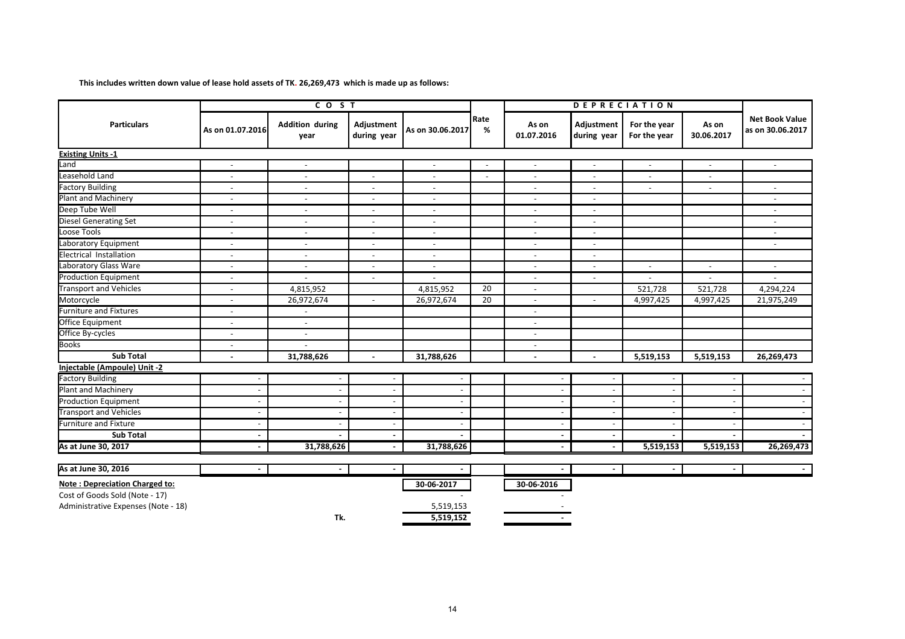**This includes written down value of lease hold assets of TK. 26,269,473 which is made up as follows:**

| Particulars | COST | | | | Rate % | DEPRECIATION | | | | Net Book Value as on 30.06.2017 |
|---|---|---|---|---|---|---|---|---|---|---|
| | As on 01.07.2016 | Addition during year | Adjustment during year | As on 30.06.2017 | | As on 01.07.2016 | Adjustment during year | For the year For the year | As on 30.06.2017 | |
| **Existing Units -1** | | | | | | | | | | |
| Land | - | - | | - | - | - | - | - | - | - |
| Leasehold Land | - | - | - | - | - | - | - | - | - | |
| Factory Building | - | - | - | - | | - | - | - | - | - |
| Plant and Machinery | - | - | - | - | | - | - | | | - |
| Deep Tube Well | - | - | - | - | | - | - | | | - |
| Diesel Generating Set | - | - | - | - | | - | - | | | - |
| Loose Tools | - | - | - | - | | - | - | | | - |
| Laboratory Equipment | - | - | - | - | | - | - | | | - |
| Electrical Installation | - | - | - | - | | - | - | | | |
| Laboratory Glass Ware | - | - | - | - | | - | - | - | - | - |
| Production Equipment | - | - | - | - | | - | - | - | - | - |
| Transport and Vehicles | - | 4,815,952 | | 4,815,952 | 20 | - | | 521,728 | 521,728 | 4,294,224 |
| Motorcycle | - | 26,972,674 | - | 26,972,674 | 20 | - | - | 4,997,425 | 4,997,425 | 21,975,249 |
| Furniture and Fixtures | - | - | | | | - | | | | |
| Office Equipment | - | - | | | | - | | | | |
| Office By-cycles | - | - | | | | - | | | | |
| Books | - | - | | | | - | | | | |
| **Sub Total** | **-** | **31,788,626** | **-** | **31,788,626** | | **-** | **-** | **5,519,153** | **5,519,153** | **26,269,473** |
| **Injectable (Ampoule) Unit -2** | | | | | | | | | | |
| Factory Building | - | - | - | - | | - | - | - | - | - |
| Plant and Machinery | - | - | - | - | | - | - | - | - | - |
| Production Equipment | - | - | - | - | | - | - | - | - | - |
| Transport and Vehicles | - | - | - | - | | - | - | - | - | - |
| Furniture and Fixture | - | - | - | - | | - | - | - | - | - |
| **Sub Total** | **-** | **-** | **-** | **-** | | **-** | **-** | **-** | **-** | **-** |
| **As at June 30, 2017** | **-** | **31,788,626** | **-** | **31,788,626** | | **-** | **-** | **5,519,153** | **5,519,153** | **26,269,473** |
| **As at June 30, 2016** | **-** | **-** | **-** | **-** | | **-** | **-** | **-** | **-** | **-** |

| **Note : Depreciation Charged to:** | **30-06-2017** | **30-06-2016** |
|---|---|---|
| Cost of Goods Sold (Note - 17) | - | - |
| Administrative Expenses (Note - 18) | 5,519,153 | - |
| Tk. | 5,519,152 | - |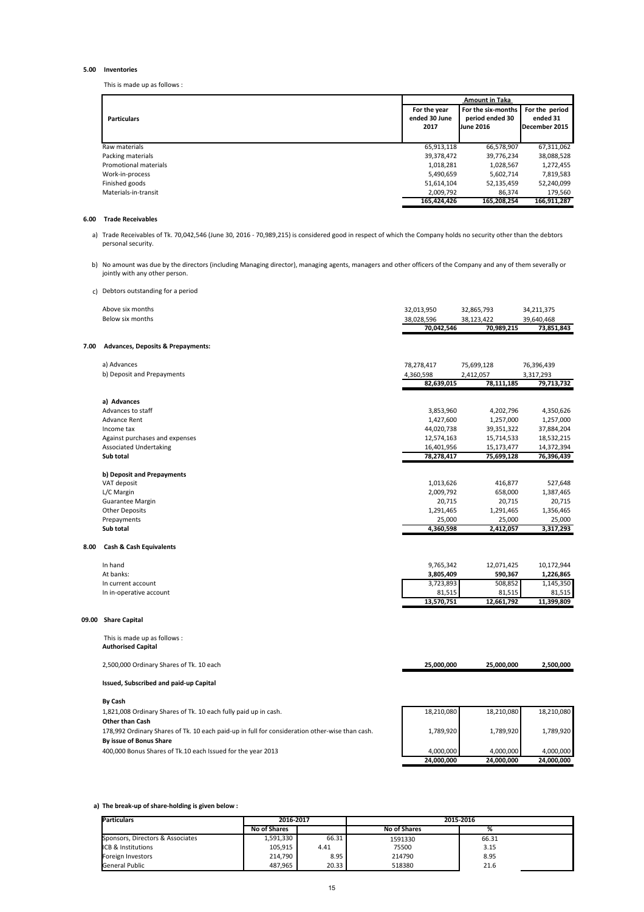### 5.00 Inventories

This is made up as follows :

| Particulars | For the year ended 30 June 2017 | For the six-months period ended 30 June 2016 | For the period ended 31 December 2015 |
|---|---|---|---|
| | Amount in Taka | | |
| Raw materials | 65,913,118 | 66,578,907 | 67,311,062 |
| Packing materials | 39,378,472 | 39,776,234 | 38,088,528 |
| Promotional materials | 1,018,281 | 1,028,567 | 1,272,455 |
| Work-in-process | 5,490,659 | 5,602,714 | 7,819,583 |
| Finished goods | 51,614,104 | 52,135,459 | 52,240,099 |
| Materials-in-transit | 2,009,792 | 86,374 | 179,560 |
| | **165,424,426** | **165,208,254** | **166,911,287** |

### 6.00 Trade Receivables

a) Trade Receivables of Tk. 70,042,546 (June 30, 2016 - 70,989,215) is considered good in respect of which the Company holds no security other than the debtors personal security.

b) No amount was due by the directors (including Managing director), managing agents, managers and other officers of the Company and any of them severally or jointly with any other person.

c) Debtors outstanding for a period

| | | | |
|---|---|---|---|
| Above six months | 32,013,950 | 32,865,793 | 34,211,375 |
| Below six months | 38,028,596 | 38,123,422 | 39,640,468 |
| | **70,042,546** | **70,989,215** | **73,851,843** |

### 7.00 Advances, Deposits & Prepayments:

| | | | |
|---|---|---|---|
| a) Advances | 78,278,417 | 75,699,128 | 76,396,439 |
| b) Deposit and Prepayments | 4,360,598 | 2,412,057 | 3,317,293 |
| | **82,639,015** | **78,111,185** | **79,713,732** |

| | | | |
|---|---|---|---|
| **a) Advances** | | | |
| Advances to staff | 3,853,960 | 4,202,796 | 4,350,626 |
| Advance Rent | 1,427,600 | 1,257,000 | 1,257,000 |
| Income tax | 44,020,738 | 39,351,322 | 37,884,204 |
| Against purchases and expenses | 12,574,163 | 15,714,533 | 18,532,215 |
| Associated Undertaking | 16,401,956 | 15,173,477 | 14,372,394 |
| **Sub total** | **78,278,417** | **75,699,128** | **76,396,439** |
| **b) Deposit and Prepayments** | | | |
| VAT deposit | 1,013,626 | 416,877 | 527,648 |
| L/C Margin | 2,009,792 | 658,000 | 1,387,465 |
| Guarantee Margin | 20,715 | 20,715 | 20,715 |
| Other Deposits | 1,291,465 | 1,291,465 | 1,356,465 |
| Prepayments | 25,000 | 25,000 | 25,000 |
| **Sub total** | **4,360,598** | **2,412,057** | **3,317,293** |

### 8.00 Cash & Cash Equivalents

| | | | |
|---|---|---|---|
| In hand | 9,765,342 | 12,071,425 | 10,172,944 |
| At banks: | **3,805,409** | **590,367** | **1,226,865** |
| In current account | 3,723,893 | 508,852 | 1,145,350 |
| In in-operative account | 81,515 | 81,515 | 81,515 |
| | **13,570,751** | **12,661,792** | **11,399,809** |

### 09.00 Share Capital

This is made up as follows :

**Authorised Capital**

| | | | |
|---|---|---|---|
| 2,500,000 Ordinary Shares of Tk. 10 each | **25,000,000** | **25,000,000** | **2,500,000** |

**Issued, Subscribed and paid-up Capital**

| | | | |
|---|---|---|---|
| **By Cash** | | | |
| 1,821,008 Ordinary Shares of Tk. 10 each fully paid up in cash. | 18,210,080 | 18,210,080 | 18,210,080 |
| **Other than Cash** | | | |
| 178,992 Ordinary Shares of Tk. 10 each paid-up in full for consideration other-wise than cash. | 1,789,920 | 1,789,920 | 1,789,920 |
| **By issue of Bonus Share** | | | |
| 400,000 Bonus Shares of Tk.10 each Issued for the year 2013 | 4,000,000 | 4,000,000 | 4,000,000 |
| | **24,000,000** | **24,000,000** | **24,000,000** |

**a) The break-up of share-holding is given below :**

| Particulars | 2016-2017 | | 2015-2016 | |
|---|---|---|---|---|
| | No of Shares | | No of Shares | % |
| Sponsors, Directors & Associates | 1,591,330 | 66.31 | 1591330 | 66.31 |
| ICB & Institutions | 105,915 | 4.41 | 75500 | 3.15 |
| Foreign Investors | 214,790 | 8.95 | 214790 | 8.95 |
| General Public | 487,965 | 20.33 | 518380 | 21.6 |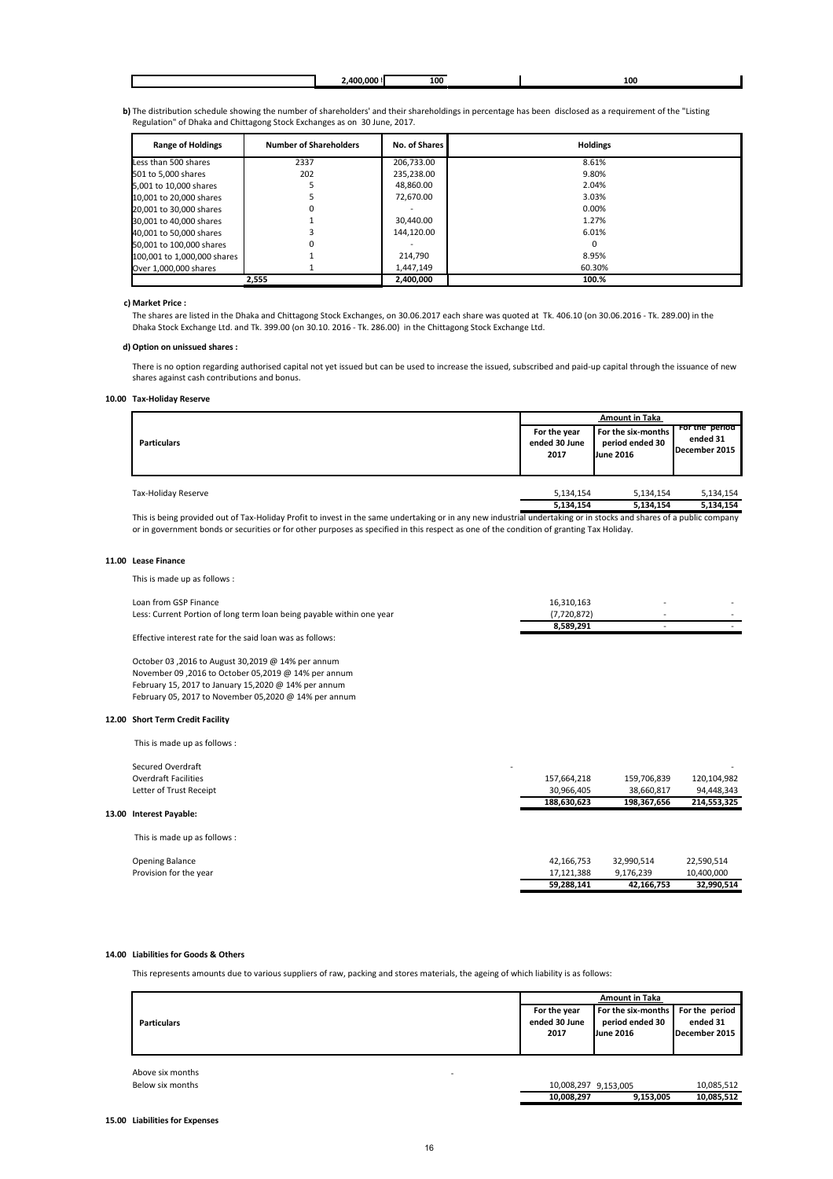| | 2,400,000 | 100 | 100 |
|---|---|---|---|

**b)** The distribution schedule showing the number of shareholders' and their shareholdings in percentage has been disclosed as a requirement of the "Listing Regulation" of Dhaka and Chittagong Stock Exchanges as on 30 June, 2017.

| Range of Holdings | Number of Shareholders | No. of Shares | Holdings |
|---|---|---|---|
| Less than 500 shares | 2337 | 206,733.00 | 8.61% |
| 501 to 5,000 shares | 202 | 235,238.00 | 9.80% |
| 5,001 to 10,000 shares | 5 | 48,860.00 | 2.04% |
| 10,001 to 20,000 shares | 5 | 72,670.00 | 3.03% |
| 20,001 to 30,000 shares | 0 | - | 0.00% |
| 30,001 to 40,000 shares | 1 | 30,440.00 | 1.27% |
| 40,001 to 50,000 shares | 3 | 144,120.00 | 6.01% |
| 50,001 to 100,000 shares | 0 | - | 0 |
| 100,001 to 1,000,000 shares | 1 | 214,790 | 8.95% |
| Over 1,000,000 shares | 1 | 1,447,149 | 60.30% |
| | 2,555 | 2,400,000 | 100.% |

**c) Market Price :**

The shares are listed in the Dhaka and Chittagong Stock Exchanges, on 30.06.2017 each share was quoted at Tk. 406.10 (on 30.06.2016 - Tk. 289.00) in the Dhaka Stock Exchange Ltd. and Tk. 399.00 (on 30.10. 2016 - Tk. 286.00) in the Chittagong Stock Exchange Ltd.

**d) Option on unissued shares :**

There is no option regarding authorised capital not yet issued but can be used to increase the issued, subscribed and paid-up capital through the issuance of new shares against cash contributions and bonus.

## 10.00 Tax-Holiday Reserve

| Particulars | Amount in Taka | | |
|---|---|---|---|
| | For the year ended 30 June 2017 | For the six-months period ended 30 June 2016 | For the period ended 31 December 2015 |
| Tax-Holiday Reserve | 5,134,154 | 5,134,154 | 5,134,154 |
| | **5,134,154** | **5,134,154** | **5,134,154** |

This is being provided out of Tax-Holiday Profit to invest in the same undertaking or in any new industrial undertaking or in stocks and shares of a public company or in government bonds or securities or for other purposes as specified in this respect as one of the condition of granting Tax Holiday.

## 11.00 Lease Finance

This is made up as follows :

| | | | |
|---|---|---|---|
| Loan from GSP Finance | 16,310,163 | - | - |
| Less: Current Portion of long term loan being payable within one year | (7,720,872) | - | - |
| | **8,589,291** | - | - |

Effective interest rate for the said loan was as follows:

October 03 ,2016 to August 30,2019 @ 14% per annum
November 09 ,2016 to October 05,2019 @ 14% per annum
February 15, 2017 to January 15,2020 @ 14% per annum
February 05, 2017 to November 05,2020 @ 14% per annum

## 12.00 Short Term Credit Facility

This is made up as follows :

| | | | |
|---|---|---|---|
| Secured Overdraft | - | | - |
| Overdraft Facilities | 157,664,218 | 159,706,839 | 120,104,982 |
| Letter of Trust Receipt | 30,966,405 | 38,660,817 | 94,448,343 |
| | **188,630,623** | **198,367,656** | **214,553,325** |

## 13.00 Interest Payable:

This is made up as follows :

| | | | |
|---|---|---|---|
| Opening Balance | 42,166,753 | 32,990,514 | 22,590,514 |
| Provision for the year | 17,121,388 | 9,176,239 | 10,400,000 |
| | **59,288,141** | **42,166,753** | **32,990,514** |

## 14.00 Liabilities for Goods & Others

This represents amounts due to various suppliers of raw, packing and stores materials, the ageing of which liability is as follows:

| Particulars | Amount in Taka | | |
|---|---|---|---|
| | For the year ended 30 June 2017 | For the six-months period ended 30 June 2016 | For the period ended 31 December 2015 |
| Above six months | - | | |
| Below six months | 10,008,297 | 9,153,005 | 10,085,512 |
| | **10,008,297** | **9,153,005** | **10,085,512** |

## 15.00 Liabilities for Expenses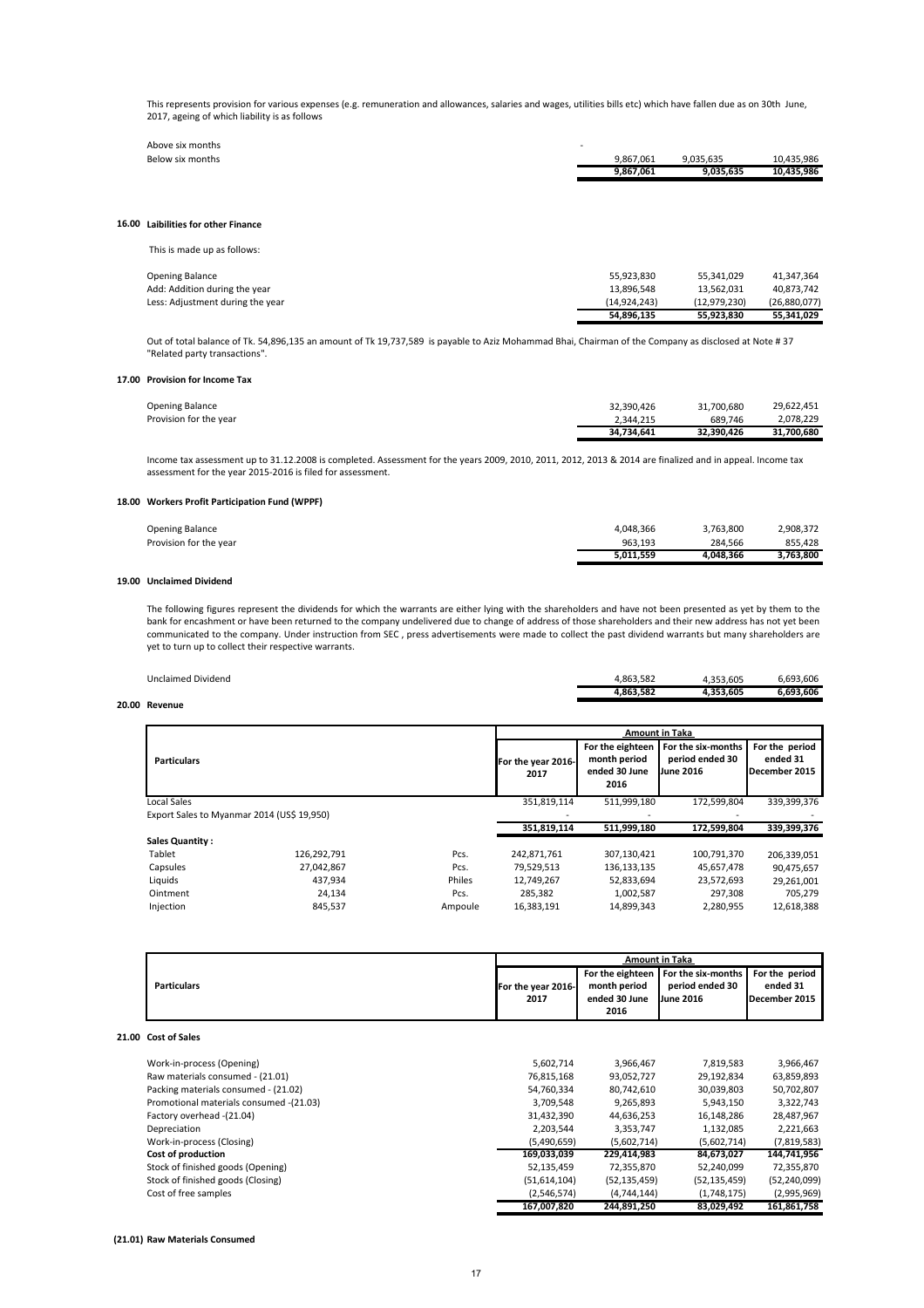This represents provision for various expenses (e.g. remuneration and allowances, salaries and wages, utilities bills etc) which have fallen due as on 30th June, 2017, ageing of which liability is as follows

| | | | |
|---|---|---|---|
| Above six months | - | | |
| Below six months | 9,867,061 | 9,035,635 | 10,435,986 |
| | **9,867,061** | **9,035,635** | **10,435,986** |

## 16.00 Laibilities for other Finance

This is made up as follows:

| | | | |
|---|---|---|---|
| Opening Balance | 55,923,830 | 55,341,029 | 41,347,364 |
| Add: Addition during the year | 13,896,548 | 13,562,031 | 40,873,742 |
| Less: Adjustment during the year | (14,924,243) | (12,979,230) | (26,880,077) |
| | **54,896,135** | **55,923,830** | **55,341,029** |

Out of total balance of Tk. 54,896,135 an amount of Tk 19,737,589 is payable to Aziz Mohammad Bhai, Chairman of the Company as disclosed at Note # 37 "Related party transactions".

## 17.00 Provision for Income Tax

| | | | |
|---|---|---|---|
| Opening Balance | 32,390,426 | 31,700,680 | 29,622,451 |
| Provision for the year | 2,344,215 | 689,746 | 2,078,229 |
| | **34,734,641** | **32,390,426** | **31,700,680** |

Income tax assessment up to 31.12.2008 is completed. Assessment for the years 2009, 2010, 2011, 2012, 2013 & 2014 are finalized and in appeal. Income tax assessment for the year 2015-2016 is filed for assessment.

## 18.00 Workers Profit Participation Fund (WPPF)

| | | | |
|---|---|---|---|
| Opening Balance | 4,048,366 | 3,763,800 | 2,908,372 |
| Provision for the year | 963,193 | 284,566 | 855,428 |
| | **5,011,559** | **4,048,366** | **3,763,800** |

## 19.00 Unclaimed Dividend

The following figures represent the dividends for which the warrants are either lying with the shareholders and have not been presented as yet by them to the bank for encashment or have been returned to the company undelivered due to change of address of those shareholders and their new address has not yet been communicated to the company. Under instruction from SEC , press advertisements were made to collect the past dividend warrants but many shareholders are yet to turn up to collect their respective warrants.

| | | | |
|---|---|---|---|
| Unclaimed Dividend | 4,863,582 | 4,353,605 | 6,693,606 |
| | **4,863,582** | **4,353,605** | **6,693,606** |

## 20.00 Revenue

| Particulars | | | Amount in Taka | | | |
|---|---|---|---|---|---|---|
| | | | For the year 2016-2017 | For the eighteen month period ended 30 June 2016 | For the six-months period ended 30 June 2016 | For the period ended 31 December 2015 |
| Local Sales | | | 351,819,114 | 511,999,180 | 172,599,804 | 339,399,376 |
| Export Sales to Myanmar 2014 (US$ 19,950) | | | - | - | - | - |
| | | | **351,819,114** | **511,999,180** | **172,599,804** | **339,399,376** |
| **Sales Quantity :** | | | | | | |
| Tablet | 126,292,791 | Pcs. | 242,871,761 | 307,130,421 | 100,791,370 | 206,339,051 |
| Capsules | 27,042,867 | Pcs. | 79,529,513 | 136,133,135 | 45,657,478 | 90,475,657 |
| Liquids | 437,934 | Philes | 12,749,267 | 52,833,694 | 23,572,693 | 29,261,001 |
| Ointment | 24,134 | Pcs. | 285,382 | 1,002,587 | 297,308 | 705,279 |
| Injection | 845,537 | Ampoule | 16,383,191 | 14,899,343 | 2,280,955 | 12,618,388 |

## 21.00 Cost of Sales

| Particulars | Amount in Taka | | | |
|---|---|---|---|---|
| | For the year 2016-2017 | For the eighteen month period ended 30 June 2016 | For the six-months period ended 30 June 2016 | For the period ended 31 December 2015 |
| Work-in-process (Opening) | 5,602,714 | 3,966,467 | 7,819,583 | 3,966,467 |
| Raw materials consumed - (21.01) | 76,815,168 | 93,052,727 | 29,192,834 | 63,859,893 |
| Packing materials consumed - (21.02) | 54,760,334 | 80,742,610 | 30,039,803 | 50,702,807 |
| Promotional materials consumed -(21.03) | 3,709,548 | 9,265,893 | 5,943,150 | 3,322,743 |
| Factory overhead -(21.04) | 31,432,390 | 44,636,253 | 16,148,286 | 28,487,967 |
| Depreciation | 2,203,544 | 3,353,747 | 1,132,085 | 2,221,663 |
| Work-in-process (Closing) | (5,490,659) | (5,602,714) | (5,602,714) | (7,819,583) |
| **Cost of production** | **169,033,039** | **229,414,983** | **84,673,027** | **144,741,956** |
| Stock of finished goods (Opening) | 52,135,459 | 72,355,870 | 52,240,099 | 72,355,870 |
| Stock of finished goods (Closing) | (51,614,104) | (52,135,459) | (52,135,459) | (52,240,099) |
| Cost of free samples | (2,546,574) | (4,744,144) | (1,748,175) | (2,995,969) |
| | **167,007,820** | **244,891,250** | **83,029,492** | **161,861,758** |

**(21.01) Raw Materials Consumed**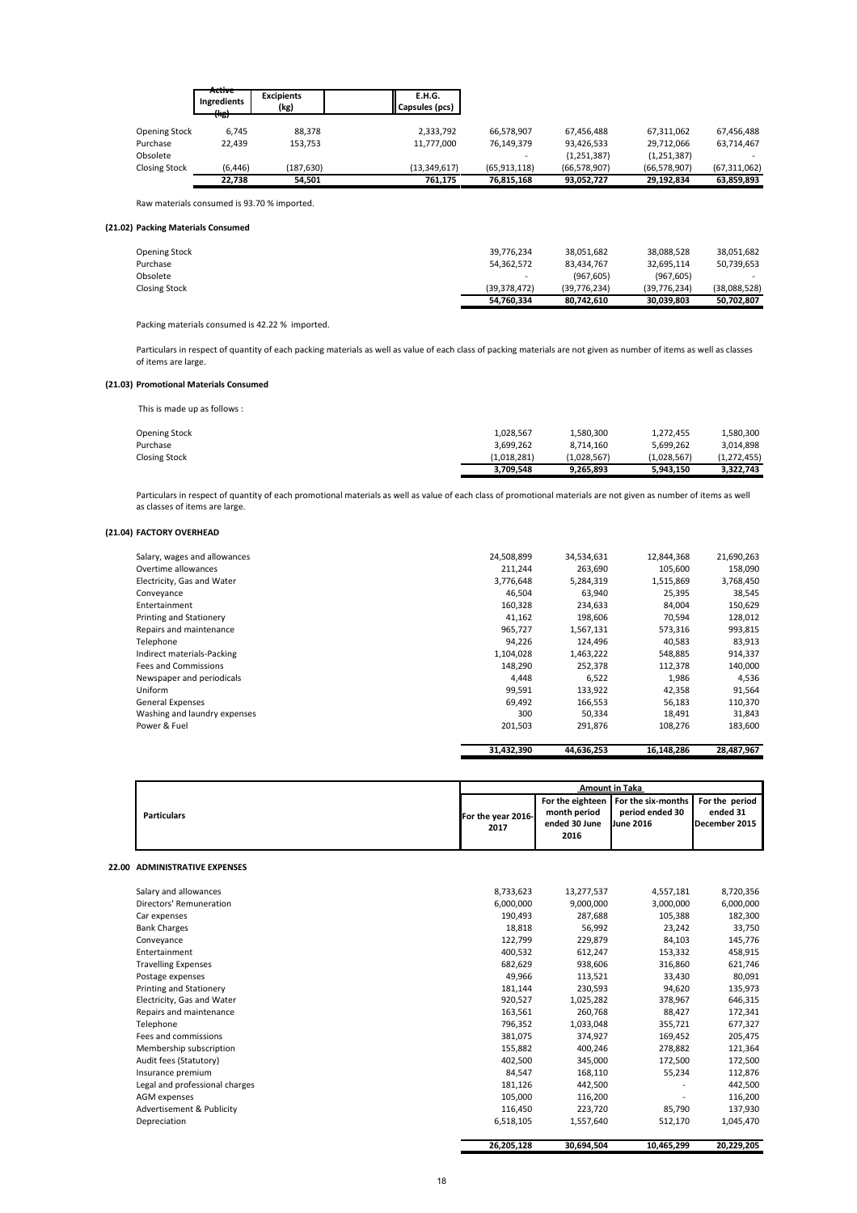| | Active Ingredients (kg) | Excipients (kg) | | E.H.G. Capsules (pcs) | | | | |
|---|---|---|---|---|---|---|---|---|
| Opening Stock | 6,745 | 88,378 | | 2,333,792 | 66,578,907 | 67,456,488 | 67,311,062 | 67,456,488 |
| Purchase | 22,439 | 153,753 | | 11,777,000 | 76,149,379 | 93,426,533 | 29,712,066 | 63,714,467 |
| Obsolete | | | | | - | (1,251,387) | (1,251,387) | - |
| Closing Stock | (6,446) | (187,630) | | (13,349,617) | (65,913,118) | (66,578,907) | (66,578,907) | (67,311,062) |
| | **22,738** | **54,501** | | **761,175** | **76,815,168** | **93,052,727** | **29,192,834** | **63,859,893** |

Raw materials consumed is 93.70 % imported.

**(21.02) Packing Materials Consumed**

| | | | | |
|---|---|---|---|---|
| Opening Stock | 39,776,234 | 38,051,682 | 38,088,528 | 38,051,682 |
| Purchase | 54,362,572 | 83,434,767 | 32,695,114 | 50,739,653 |
| Obsolete | - | (967,605) | (967,605) | - |
| Closing Stock | (39,378,472) | (39,776,234) | (39,776,234) | (38,088,528) |
| | **54,760,334** | **80,742,610** | **30,039,803** | **50,702,807** |

Packing materials consumed is 42.22 % imported.

Particulars in respect of quantity of each packing materials as well as value of each class of packing materials are not given as number of items as well as classes of items are large.

**(21.03) Promotional Materials Consumed**

This is made up as follows :

| | | | | |
|---|---|---|---|---|
| Opening Stock | 1,028,567 | 1,580,300 | 1,272,455 | 1,580,300 |
| Purchase | 3,699,262 | 8,714,160 | 5,699,262 | 3,014,898 |
| Closing Stock | (1,018,281) | (1,028,567) | (1,028,567) | (1,272,455) |
| | **3,709,548** | **9,265,893** | **5,943,150** | **3,322,743** |

Particulars in respect of quantity of each promotional materials as well as value of each class of promotional materials are not given as number of items as well as classes of items are large.

**(21.04) FACTORY OVERHEAD**

| | | | | |
|---|---|---|---|---|
| Salary, wages and allowances | 24,508,899 | 34,534,631 | 12,844,368 | 21,690,263 |
| Overtime allowances | 211,244 | 263,690 | 105,600 | 158,090 |
| Electricity, Gas and Water | 3,776,648 | 5,284,319 | 1,515,869 | 3,768,450 |
| Conveyance | 46,504 | 63,940 | 25,395 | 38,545 |
| Entertainment | 160,328 | 234,633 | 84,004 | 150,629 |
| Printing and Stationery | 41,162 | 198,606 | 70,594 | 128,012 |
| Repairs and maintenance | 965,727 | 1,567,131 | 573,316 | 993,815 |
| Telephone | 94,226 | 124,496 | 40,583 | 83,913 |
| Indirect materials-Packing | 1,104,028 | 1,463,222 | 548,885 | 914,337 |
| Fees and Commissions | 148,290 | 252,378 | 112,378 | 140,000 |
| Newspaper and periodicals | 4,448 | 6,522 | 1,986 | 4,536 |
| Uniform | 99,591 | 133,922 | 42,358 | 91,564 |
| General Expenses | 69,492 | 166,553 | 56,183 | 110,370 |
| Washing and laundry expenses | 300 | 50,334 | 18,491 | 31,843 |
| Power & Fuel | 201,503 | 291,876 | 108,276 | 183,600 |
| | **31,432,390** | **44,636,253** | **16,148,286** | **28,487,967** |

| Particulars | Amount in Taka | | | |
|---|---|---|---|---|
| | For the year 2016-2017 | For the eighteen month period ended 30 June 2016 | For the six-months period ended 30 June 2016 | For the period ended 31 December 2015 |

**22.00 ADMINISTRATIVE EXPENSES**

| | | | | |
|---|---|---|---|---|
| Salary and allowances | 8,733,623 | 13,277,537 | 4,557,181 | 8,720,356 |
| Directors' Remuneration | 6,000,000 | 9,000,000 | 3,000,000 | 6,000,000 |
| Car expenses | 190,493 | 287,688 | 105,388 | 182,300 |
| Bank Charges | 18,818 | 56,992 | 23,242 | 33,750 |
| Conveyance | 122,799 | 229,879 | 84,103 | 145,776 |
| Entertainment | 400,532 | 612,247 | 153,332 | 458,915 |
| Travelling Expenses | 682,629 | 938,606 | 316,860 | 621,746 |
| Postage expenses | 49,966 | 113,521 | 33,430 | 80,091 |
| Printing and Stationery | 181,144 | 230,593 | 94,620 | 135,973 |
| Electricity, Gas and Water | 920,527 | 1,025,282 | 378,967 | 646,315 |
| Repairs and maintenance | 163,561 | 260,768 | 88,427 | 172,341 |
| Telephone | 796,352 | 1,033,048 | 355,721 | 677,327 |
| Fees and commissions | 381,075 | 374,927 | 169,452 | 205,475 |
| Membership subscription | 155,882 | 400,246 | 278,882 | 121,364 |
| Audit fees (Statutory) | 402,500 | 345,000 | 172,500 | 172,500 |
| Insurance premium | 84,547 | 168,110 | 55,234 | 112,876 |
| Legal and professional charges | 181,126 | 442,500 | - | 442,500 |
| AGM expenses | 105,000 | 116,200 | - | 116,200 |
| Advertisement & Publicity | 116,450 | 223,720 | 85,790 | 137,930 |
| Depreciation | 6,518,105 | 1,557,640 | 512,170 | 1,045,470 |
| | **26,205,128** | **30,694,504** | **10,465,299** | **20,229,205** |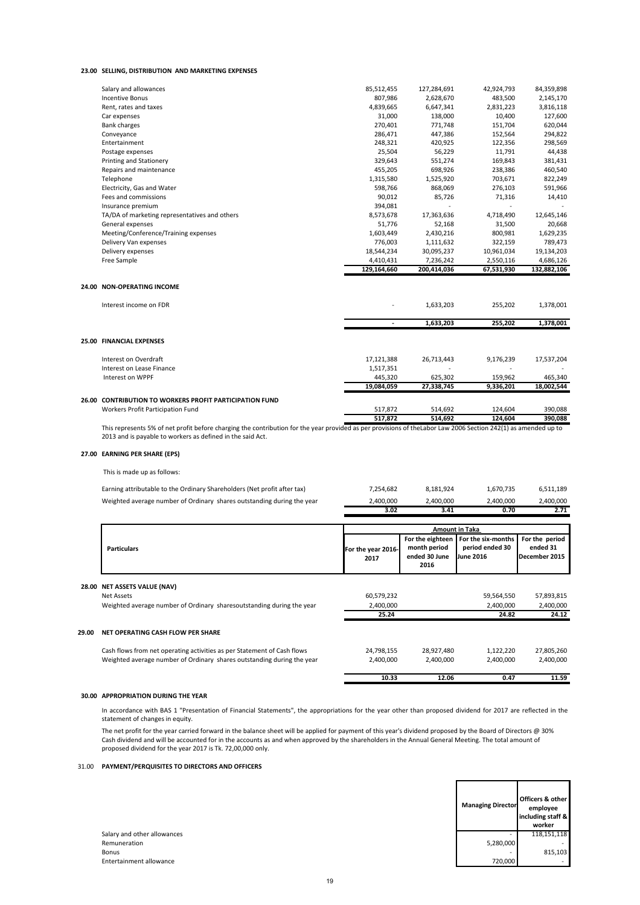## 23.00 SELLING, DISTRIBUTION AND MARKETING EXPENSES

| | | | | |
|---|---|---|---|---|
| Salary and allowances | 85,512,455 | 127,284,691 | 42,924,793 | 84,359,898 |
| Incentive Bonus | 807,986 | 2,628,670 | 483,500 | 2,145,170 |
| Rent, rates and taxes | 4,839,665 | 6,647,341 | 2,831,223 | 3,816,118 |
| Car expenses | 31,000 | 138,000 | 10,400 | 127,600 |
| Bank charges | 270,401 | 771,748 | 151,704 | 620,044 |
| Conveyance | 286,471 | 447,386 | 152,564 | 294,822 |
| Entertainment | 248,321 | 420,925 | 122,356 | 298,569 |
| Postage expenses | 25,504 | 56,229 | 11,791 | 44,438 |
| Printing and Stationery | 329,643 | 551,274 | 169,843 | 381,431 |
| Repairs and maintenance | 455,205 | 698,926 | 238,386 | 460,540 |
| Telephone | 1,315,580 | 1,525,920 | 703,671 | 822,249 |
| Electricity, Gas and Water | 598,766 | 868,069 | 276,103 | 591,966 |
| Fees and commissions | 90,012 | 85,726 | 71,316 | 14,410 |
| Insurance premium | 394,081 | - | - | - |
| TA/DA of marketing representatives and others | 8,573,678 | 17,363,636 | 4,718,490 | 12,645,146 |
| General expenses | 51,776 | 52,168 | 31,500 | 20,668 |
| Meeting/Conference/Training expenses | 1,603,449 | 2,430,216 | 800,981 | 1,629,235 |
| Delivery Van expenses | 776,003 | 1,111,632 | 322,159 | 789,473 |
| Delivery expenses | 18,544,234 | 30,095,237 | 10,961,034 | 19,134,203 |
| Free Sample | 4,410,431 | 7,236,242 | 2,550,116 | 4,686,126 |
| | **129,164,660** | **200,414,036** | **67,531,930** | **132,882,106** |

## 24.00 NON-OPERATING INCOME

| | | | | |
|---|---|---|---|---|
| Interest income on FDR | - | 1,633,203 | 255,202 | 1,378,001 |
| | **-** | **1,633,203** | **255,202** | **1,378,001** |

## 25.00 FINANCIAL EXPENSES

| | | | | |
|---|---|---|---|---|
| Interest on Overdraft | 17,121,388 | 26,713,443 | 9,176,239 | 17,537,204 |
| Interest on Lease Finance | 1,517,351 | - | - | - |
| Interest on WPPF | 445,320 | 625,302 | 159,962 | 465,340 |
| | **19,084,059** | **27,338,745** | **9,336,201** | **18,002,544** |

## 26.00 CONTRIBUTION TO WORKERS PROFIT PARTICIPATION FUND

| | | | | |
|---|---|---|---|---|
| Workers Profit Participation Fund | 517,872 | 514,692 | 124,604 | 390,088 |
| | **517,872** | **514,692** | **124,604** | **390,088** |

This represents 5% of net profit before charging the contribution for the year provided as per provisions of theLabor Law 2006 Section 242(1) as amended up to 2013 and is payable to workers as defined in the said Act.

## 27.00 EARNING PER SHARE (EPS)

This is made up as follows:

| | | | | |
|---|---|---|---|---|
| Earning attributable to the Ordinary Shareholders (Net profit after tax) | 7,254,682 | 8,181,924 | 1,670,735 | 6,511,189 |
| Weighted average number of Ordinary shares outstanding during the year | 2,400,000 | 2,400,000 | 2,400,000 | 2,400,000 |
| | **3.02** | **3.41** | **0.70** | **2.71** |

| Particulars | Amount in Taka | | | |
|---|---|---|---|---|
| | For the year 2016-2017 | For the eighteen month period ended 30 June 2016 | For the six-months period ended 30 June 2016 | For the period ended 31 December 2015 |

## 28.00 NET ASSETS VALUE (NAV)

| | | | | |
|---|---|---|---|---|
| Net Assets | 60,579,232 | | 59,564,550 | 57,893,815 |
| Weighted average number of Ordinary sharesoutstanding during the year | 2,400,000 | | 2,400,000 | 2,400,000 |
| | **25.24** | | **24.82** | **24.12** |

## 29.00 NET OPERATING CASH FLOW PER SHARE

| | | | | |
|---|---|---|---|---|
| Cash flows from net operating activities as per Statement of Cash flows | 24,798,155 | 28,927,480 | 1,122,220 | 27,805,260 |
| Weighted average number of Ordinary shares outstanding during the year | 2,400,000 | 2,400,000 | 2,400,000 | 2,400,000 |
| | **10.33** | **12.06** | **0.47** | **11.59** |

## 30.00 APPROPRIATION DURING THE YEAR

In accordance with BAS 1 "Presentation of Financial Statements", the appropriations for the year other than proposed dividend for 2017 are reflected in the statement of changes in equity.

The net profit for the year carried forward in the balance sheet will be applied for payment of this year's dividend proposed by the Board of Directors @ 30% Cash dividend and will be accounted for in the accounts as and when approved by the shareholders in the Annual General Meeting. The total amount of proposed dividend for the year 2017 is Tk. 72,00,000 only.

## 31.00 PAYMENT/PERQUISITES TO DIRECTORS AND OFFICERS

| | Managing Director | Officers & other employee including staff & worker |
|---|---|---|
| Salary and other allowances | - | 118,151,118 |
| Remuneration | 5,280,000 | - |
| Bonus | - | 815,103 |
| Entertainment allowance | 720,000 | - |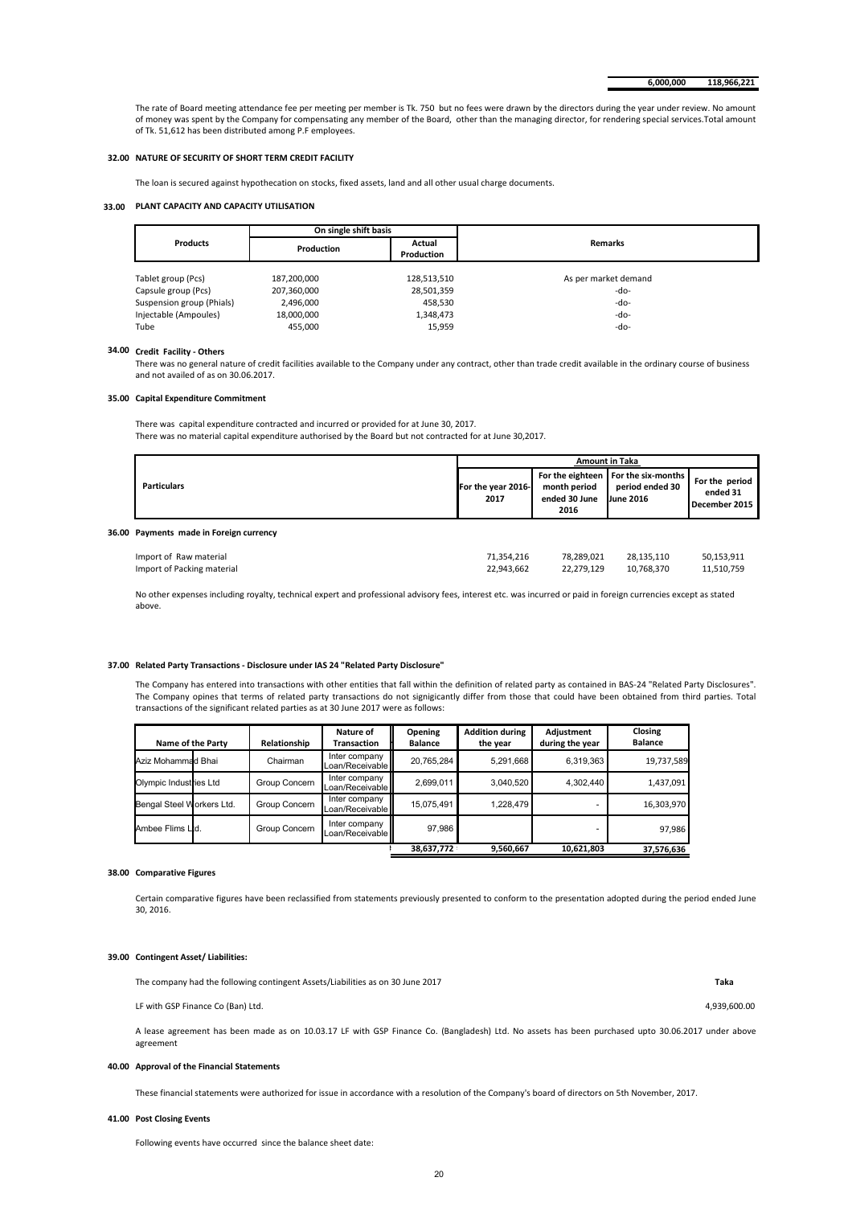| | 6,000,000 | 118,966,221 |
|---|---|---|

The rate of Board meeting attendance fee per meeting per member is Tk. 750 but no fees were drawn by the directors during the year under review. No amount of money was spent by the Company for compensating any member of the Board, other than the managing director, for rendering special services.Total amount of Tk. 51,612 has been distributed among P.F employees.

**32.00 NATURE OF SECURITY OF SHORT TERM CREDIT FACILITY**

The loan is secured against hypothecation on stocks, fixed assets, land and all other usual charge documents.

**33.00 PLANT CAPACITY AND CAPACITY UTILISATION**

| Products | On single shift basis | | Remarks |
|---|---|---|---|
| | Production | Actual Production | |
| Tablet group (Pcs) | 187,200,000 | 128,513,510 | As per market demand |
| Capsule group (Pcs) | 207,360,000 | 28,501,359 | -do- |
| Suspension group (Phials) | 2,496,000 | 458,530 | -do- |
| Injectable (Ampoules) | 18,000,000 | 1,348,473 | -do- |
| Tube | 455,000 | 15,959 | -do- |

**34.00 Credit Facility - Others**

There was no general nature of credit facilities available to the Company under any contract, other than trade credit available in the ordinary course of business and not availed of as on 30.06.2017.

**35.00 Capital Expenditure Commitment**

There was capital expenditure contracted and incurred or provided for at June 30, 2017.
There was no material capital expenditure authorised by the Board but not contracted for at June 30,2017.

| Particulars | Amount in Taka | | | |
|---|---|---|---|---|
| | For the year 2016-2017 | For the eighteen month period ended 30 June 2016 | For the six-months period ended 30 June 2016 | For the period ended 31 December 2015 |
| **36.00 Payments made in Foreign currency** | | | | |
| Import of Raw material | 71,354,216 | 78,289,021 | 28,135,110 | 50,153,911 |
| Import of Packing material | 22,943,662 | 22,279,129 | 10,768,370 | 11,510,759 |

No other expenses including royalty, technical expert and professional advisory fees, interest etc. was incurred or paid in foreign currencies except as stated above.

**37.00 Related Party Transactions - Disclosure under IAS 24 "Related Party Disclosure"**

The Company has entered into transactions with other entities that fall within the definition of related party as contained in BAS-24 "Related Party Disclosures". The Company opines that terms of related party transactions do not signigicantly differ from those that could have been obtained from third parties. Total transactions of the significant related parties as at 30 June 2017 were as follows:

| Name of the Party | Relationship | Nature of Transaction | Opening Balance | Addition during the year | Adjustment during the year | Closing Balance |
|---|---|---|---|---|---|---|
| Aziz Mohammad Bhai | Chairman | Inter company Loan/Receivable | 20,765,284 | 5,291,668 | 6,319,363 | 19,737,589 |
| Olympic Industries Ltd | Group Concern | Inter company Loan/Receivable | 2,699,011 | 3,040,520 | 4,302,440 | 1,437,091 |
| Bengal Steel Workers Ltd. | Group Concern | Inter company Loan/Receivable | 15,075,491 | 1,228,479 | - | 16,303,970 |
| Ambee Flims Ltd. | Group Concern | Inter company Loan/Receivable | 97,986 | | - | 97,986 |
| | | | **38,637,772** | **9,560,667** | **10,621,803** | **37,576,636** |

**38.00 Comparative Figures**

Certain comparative figures have been reclassified from statements previously presented to conform to the presentation adopted during the period ended June 30, 2016.

**39.00 Contingent Asset/ Liabilities:**

| The company had the following contingent Assets/Liabilities as on 30 June 2017 | **Taka** |
|---|---|
| LF with GSP Finance Co (Ban) Ltd. | 4,939,600.00 |

A lease agreement has been made as on 10.03.17 LF with GSP Finance Co. (Bangladesh) Ltd. No assets has been purchased upto 30.06.2017 under above agreement

**40.00 Approval of the Financial Statements**

These financial statements were authorized for issue in accordance with a resolution of the Company's board of directors on 5th November, 2017.

**41.00 Post Closing Events**

Following events have occurred since the balance sheet date: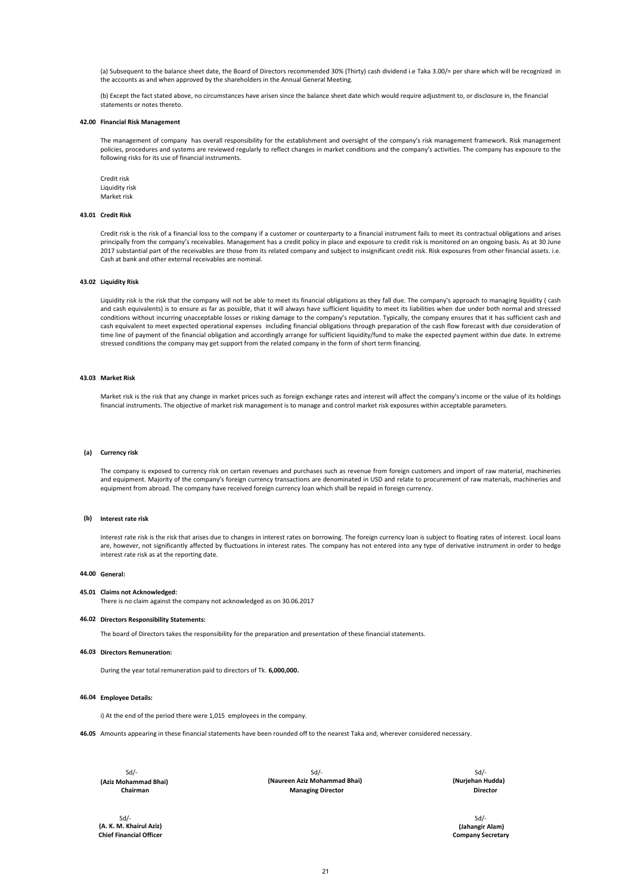(a) Subsequent to the balance sheet date, the Board of Directors recommended 30% (Thirty) cash dividend i.e Taka 3.00/= per share which will be recognized in the accounts as and when approved by the shareholders in the Annual General Meeting.

(b) Except the fact stated above, no circumstances have arisen since the balance sheet date which would require adjustment to, or disclosure in, the financial statements or notes thereto.

**42.00 Financial Risk Management**

The management of company has overall responsibility for the establishment and oversight of the company's risk management framework. Risk management policies, procedures and systems are reviewed regularly to reflect changes in market conditions and the company's activities. The company has exposure to the following risks for its use of financial instruments.

Credit risk
Liquidity risk
Market risk

**43.01 Credit Risk**

Credit risk is the risk of a financial loss to the company if a customer or counterparty to a financial instrument fails to meet its contractual obligations and arises principally from the company's receivables. Management has a credit policy in place and exposure to credit risk is monitored on an ongoing basis. As at 30 June 2017 substantial part of the receivables are those from its related company and subject to insignificant credit risk. Risk exposures from other financial assets. i.e. Cash at bank and other external receivables are nominal.

**43.02 Liquidity Risk**

Liquidity risk is the risk that the company will not be able to meet its financial obligations as they fall due. The company's approach to managing liquidity ( cash and cash equivalents) is to ensure as far as possible, that it will always have sufficient liquidity to meet its liabilities when due under both normal and stressed conditions without incurring unacceptable losses or risking damage to the company's reputation. Typically, the company ensures that it has sufficient cash and cash equivalent to meet expected operational expenses including financial obligations through preparation of the cash flow forecast with due consideration of time line of payment of the financial obligation and accordingly arrange for sufficient liquidity/fund to make the expected payment within due date. In extreme stressed conditions the company may get support from the related company in the form of short term financing.

**43.03 Market Risk**

Market risk is the risk that any change in market prices such as foreign exchange rates and interest will affect the company's income or the value of its holdings financial instruments. The objective of market risk management is to manage and control market risk exposures within acceptable parameters.

**(a) Currency risk**

The company is exposed to currency risk on certain revenues and purchases such as revenue from foreign customers and import of raw material, machineries and equipment. Majority of the company's foreign currency transactions are denominated in USD and relate to procurement of raw materials, machineries and equipment from abroad. The company have received foreign currency loan which shall be repaid in foreign currency.

**(b) Interest rate risk**

Interest rate risk is the risk that arises due to changes in interest rates on borrowing. The foreign currency loan is subject to floating rates of interest. Local loans are, however, not significantly affected by fluctuations in interest rates. The company has not entered into any type of derivative instrument in order to hedge interest rate risk as at the reporting date.

**44.00 General:**

**45.01 Claims not Acknowledged:**
There is no claim against the company not acknowledged as on 30.06.2017

**46.02 Directors Responsibility Statements:**

The board of Directors takes the responsibility for the preparation and presentation of these financial statements.

**46.03 Directors Remuneration:**

During the year total remuneration paid to directors of Tk. **6,000,000.**

**46.04 Employee Details:**

i) At the end of the period there were 1,015 employees in the company.

**46.05** Amounts appearing in these financial statements have been rounded off to the nearest Taka and, wherever considered necessary.

| | | |
|---|---|---|
| Sd/-<br>**(Aziz Mohammad Bhai)**<br>**Chairman** | Sd/-<br>**(Naureen Aziz Mohammad Bhai)**<br>**Managing Director** | Sd/-<br>**(Nurjehan Hudda)**<br>**Director** |
| Sd/-<br>**(A. K. M. Khairul Aziz)**<br>**Chief Financial Officer** | | Sd/-<br>**(Jahangir Alam)**<br>**Company Secretary** |